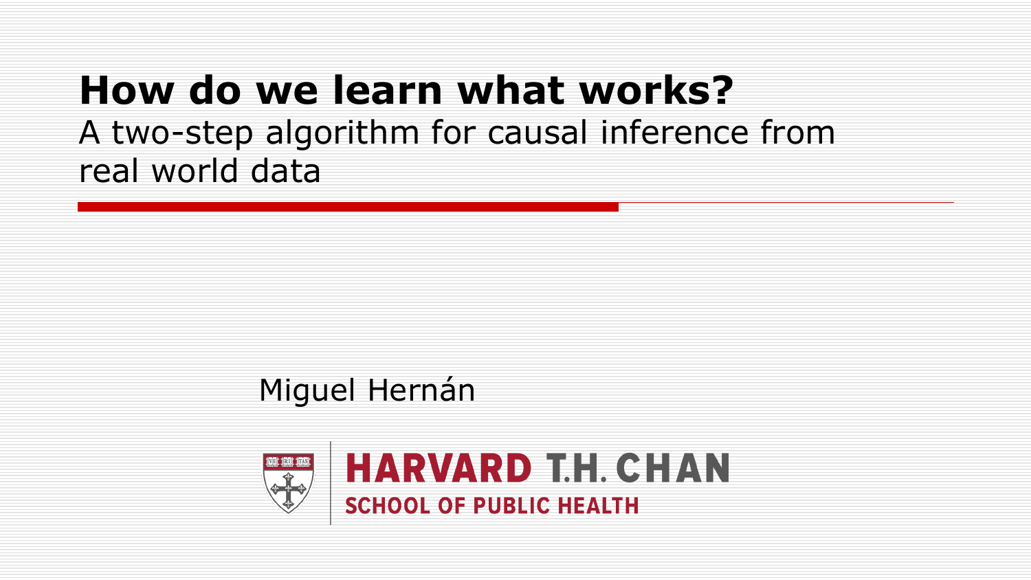# How do we learn what works?

A two-step algorithm for causal inference from real world data

Miguel Hernán

HARVARD T.H. CHAN SCHOOL OF PUBLIC HEALTH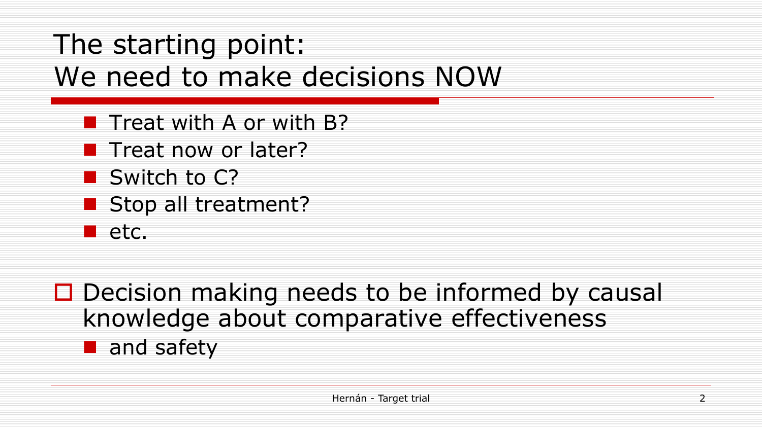# The starting point: We need to make decisions NOW

- Treat with A or with B?
- Treat now or later?
- Switch to C?
- Stop all treatment?
- etc.

- Decision making needs to be informed by causal knowledge about comparative effectiveness
  - and safety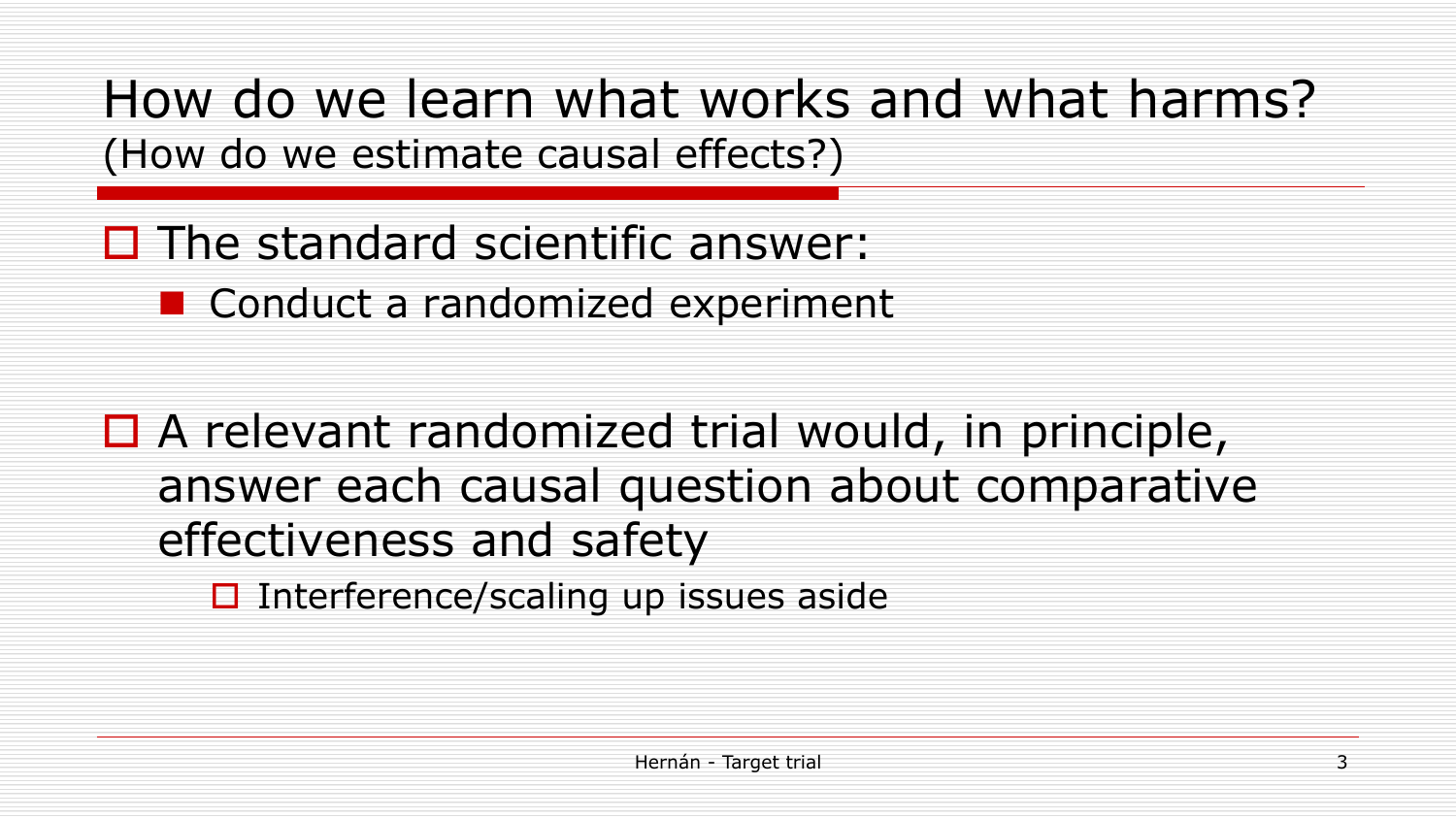# How do we learn what works and what harms?

(How do we estimate causal effects?)

- The standard scientific answer:
  - Conduct a randomized experiment

- A relevant randomized trial would, in principle, answer each causal question about comparative effectiveness and safety
  - Interference/scaling up issues aside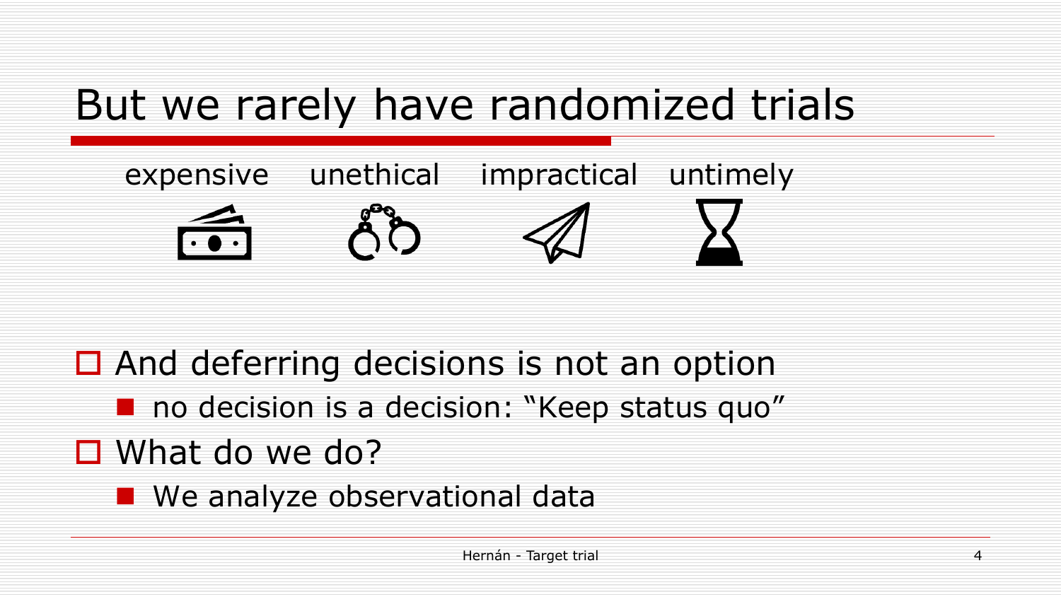# But we rarely have randomized trials

expensive unethical impractical untimely

- And deferring decisions is not an option
  - no decision is a decision: "Keep status quo"
- What do we do?
  - We analyze observational data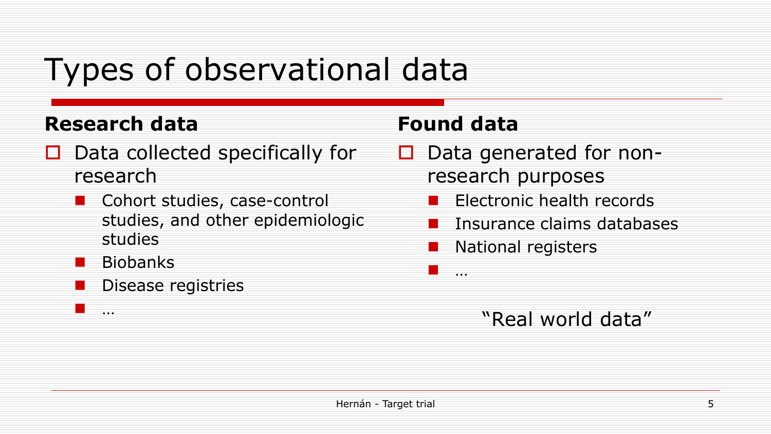# Types of observational data

## Research data

- Data collected specifically for research
  - Cohort studies, case-control studies, and other epidemiologic studies
  - Biobanks
  - Disease registries
  - …

## Found data

- Data generated for non-research purposes
  - Electronic health records
  - Insurance claims databases
  - National registers
  - …

"Real world data"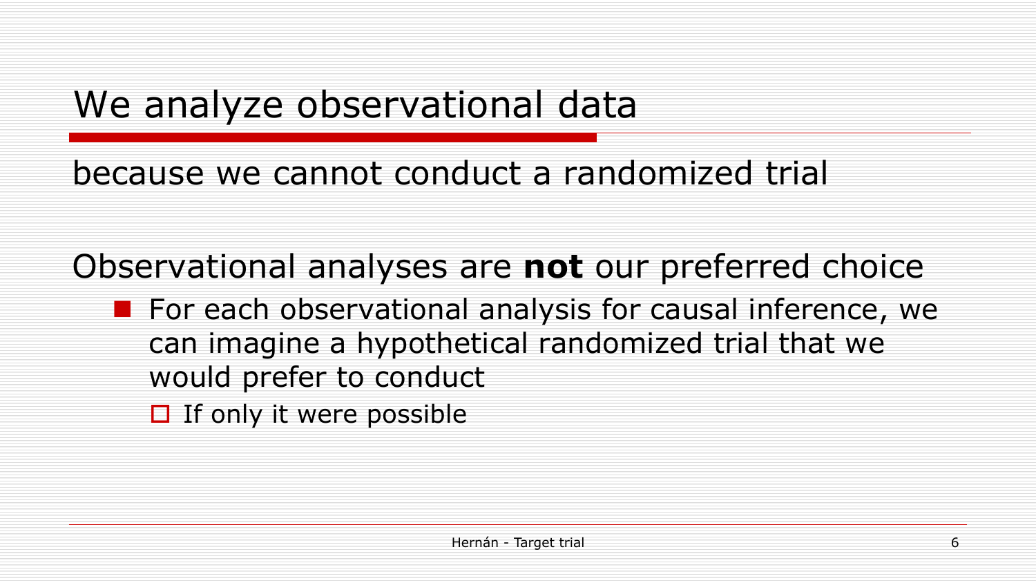# We analyze observational data

because we cannot conduct a randomized trial

Observational analyses are **not** our preferred choice

- For each observational analysis for causal inference, we can imagine a hypothetical randomized trial that we would prefer to conduct
  - If only it were possible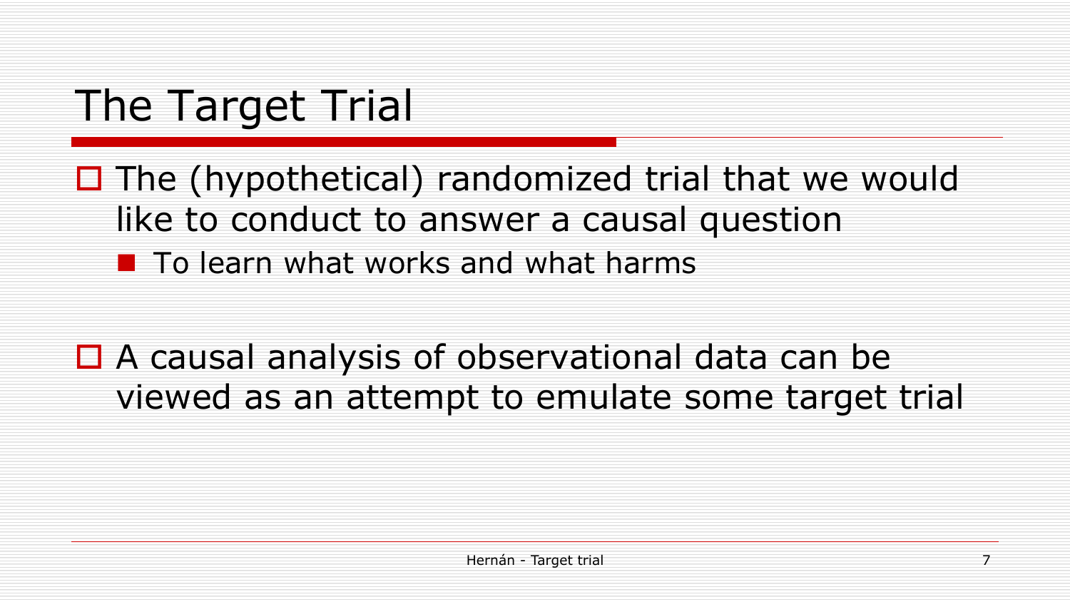# The Target Trial

- The (hypothetical) randomized trial that we would like to conduct to answer a causal question
  - To learn what works and what harms

- A causal analysis of observational data can be viewed as an attempt to emulate some target trial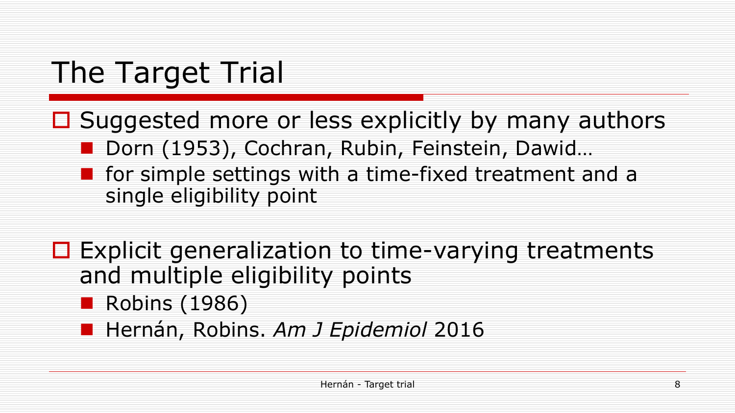# The Target Trial

- Suggested more or less explicitly by many authors
  - Dorn (1953), Cochran, Rubin, Feinstein, Dawid…
  - for simple settings with a time-fixed treatment and a single eligibility point

- Explicit generalization to time-varying treatments and multiple eligibility points
  - Robins (1986)
  - Hernán, Robins. *Am J Epidemiol* 2016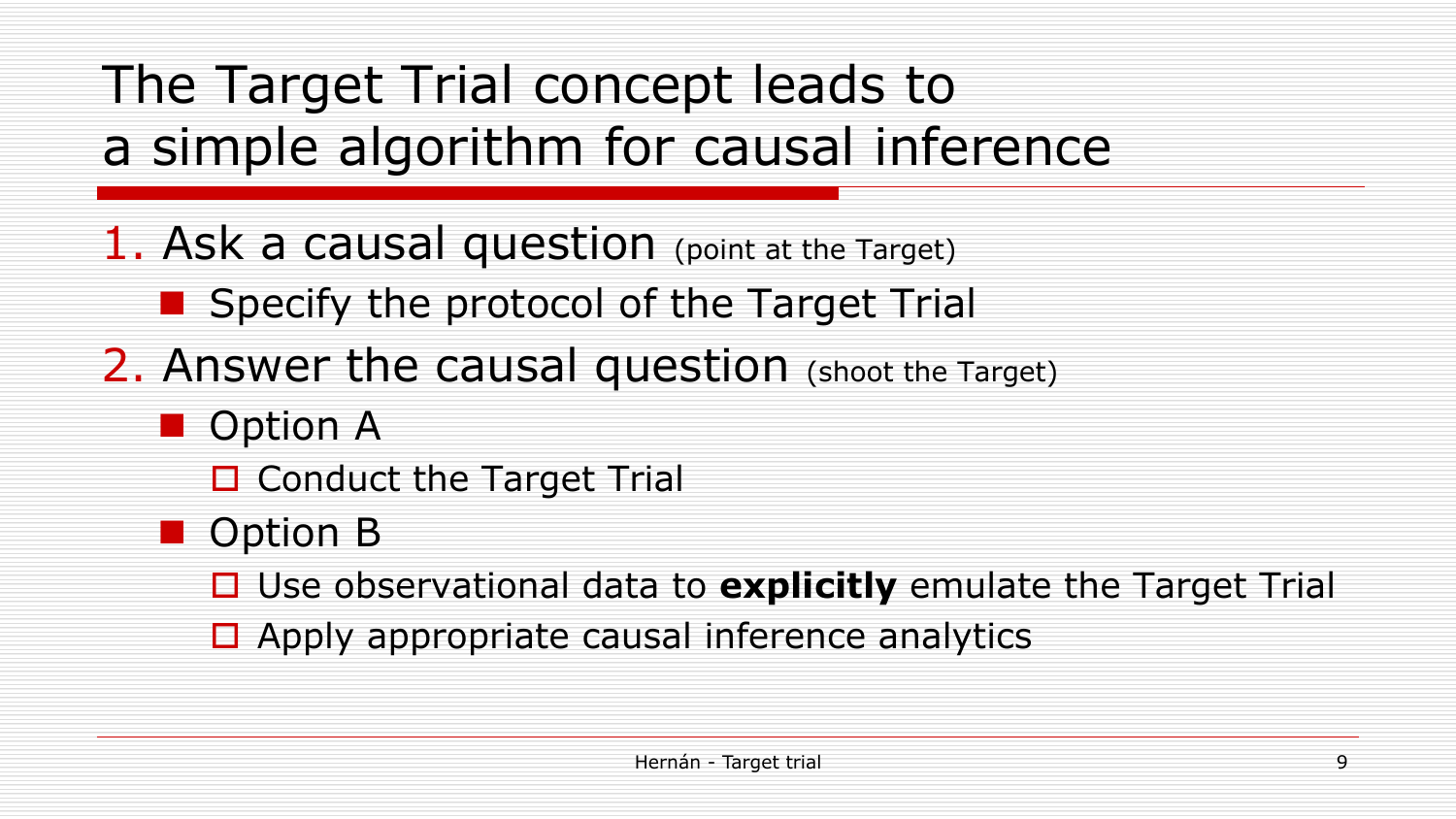# The Target Trial concept leads to a simple algorithm for causal inference

1. Ask a causal question (point at the Target)
   - Specify the protocol of the Target Trial
2. Answer the causal question (shoot the Target)
   - Option A
     - Conduct the Target Trial
   - Option B
     - Use observational data to **explicitly** emulate the Target Trial
     - Apply appropriate causal inference analytics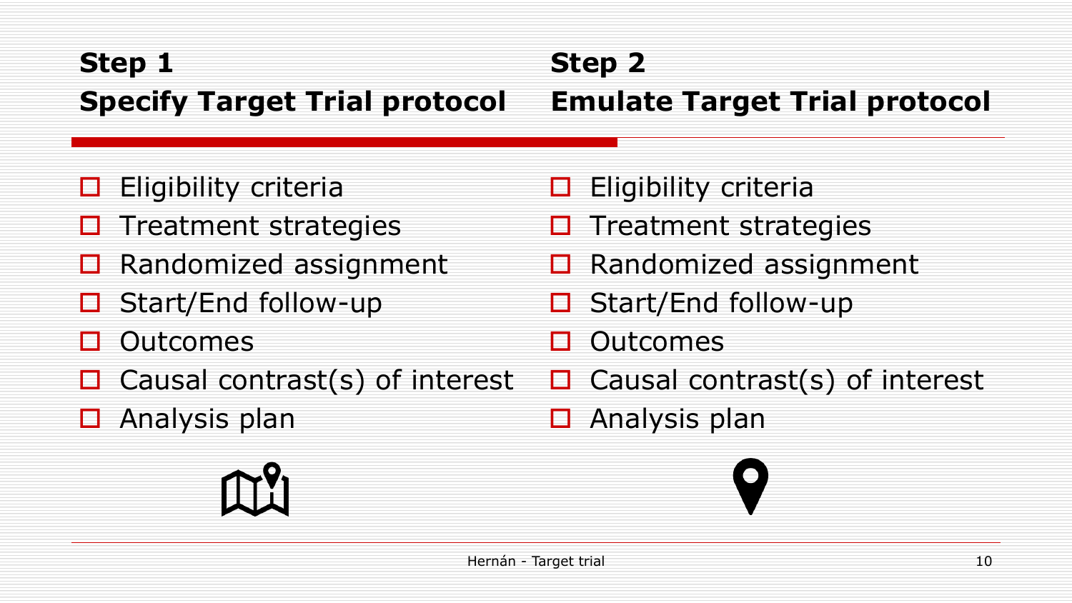## Step 1
## Specify Target Trial protocol

- Eligibility criteria
- Treatment strategies
- Randomized assignment
- Start/End follow-up
- Outcomes
- Causal contrast(s) of interest
- Analysis plan

## Step 2
## Emulate Target Trial protocol

- Eligibility criteria
- Treatment strategies
- Randomized assignment
- Start/End follow-up
- Outcomes
- Causal contrast(s) of interest
- Analysis plan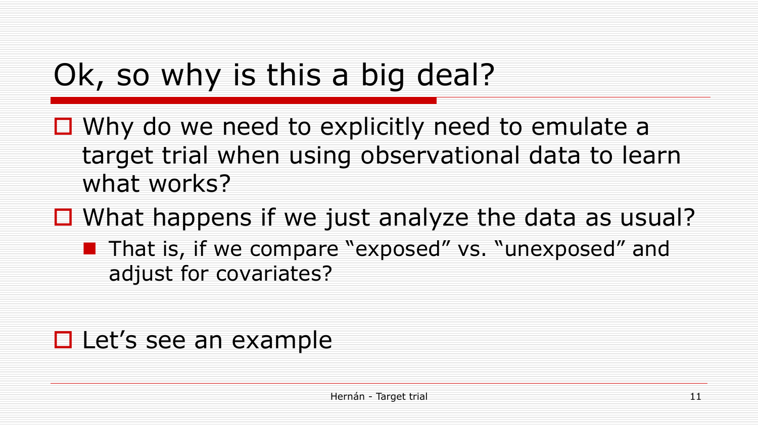# Ok, so why is this a big deal?

- Why do we need to explicitly need to emulate a target trial when using observational data to learn what works?
- What happens if we just analyze the data as usual?
  - That is, if we compare "exposed" vs. "unexposed" and adjust for covariates?

- Let's see an example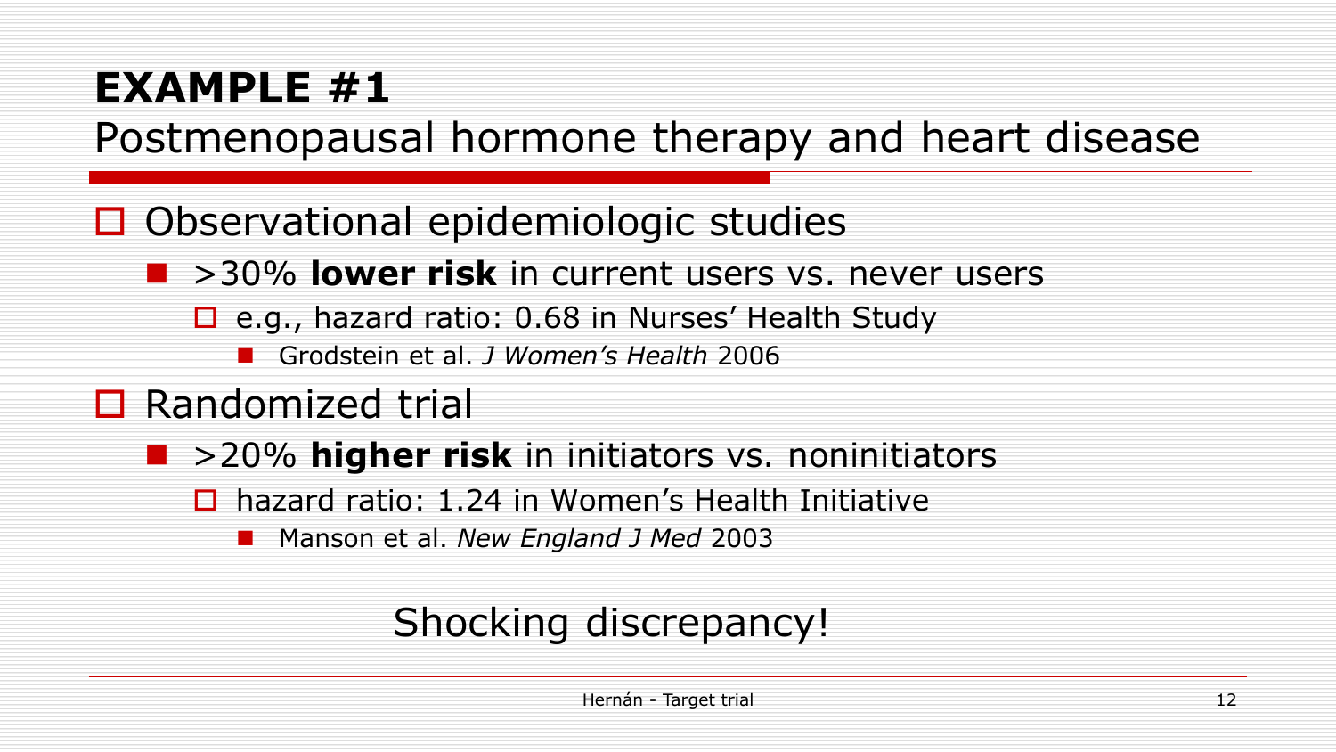# EXAMPLE #1

## Postmenopausal hormone therapy and heart disease

- Observational epidemiologic studies
  - >30% **lower risk** in current users vs. never users
    - e.g., hazard ratio: 0.68 in Nurses' Health Study
      - Grodstein et al. *J Women's Health* 2006
- Randomized trial
  - >20% **higher risk** in initiators vs. noninitiators
    - hazard ratio: 1.24 in Women's Health Initiative
      - Manson et al. *New England J Med* 2003

Shocking discrepancy!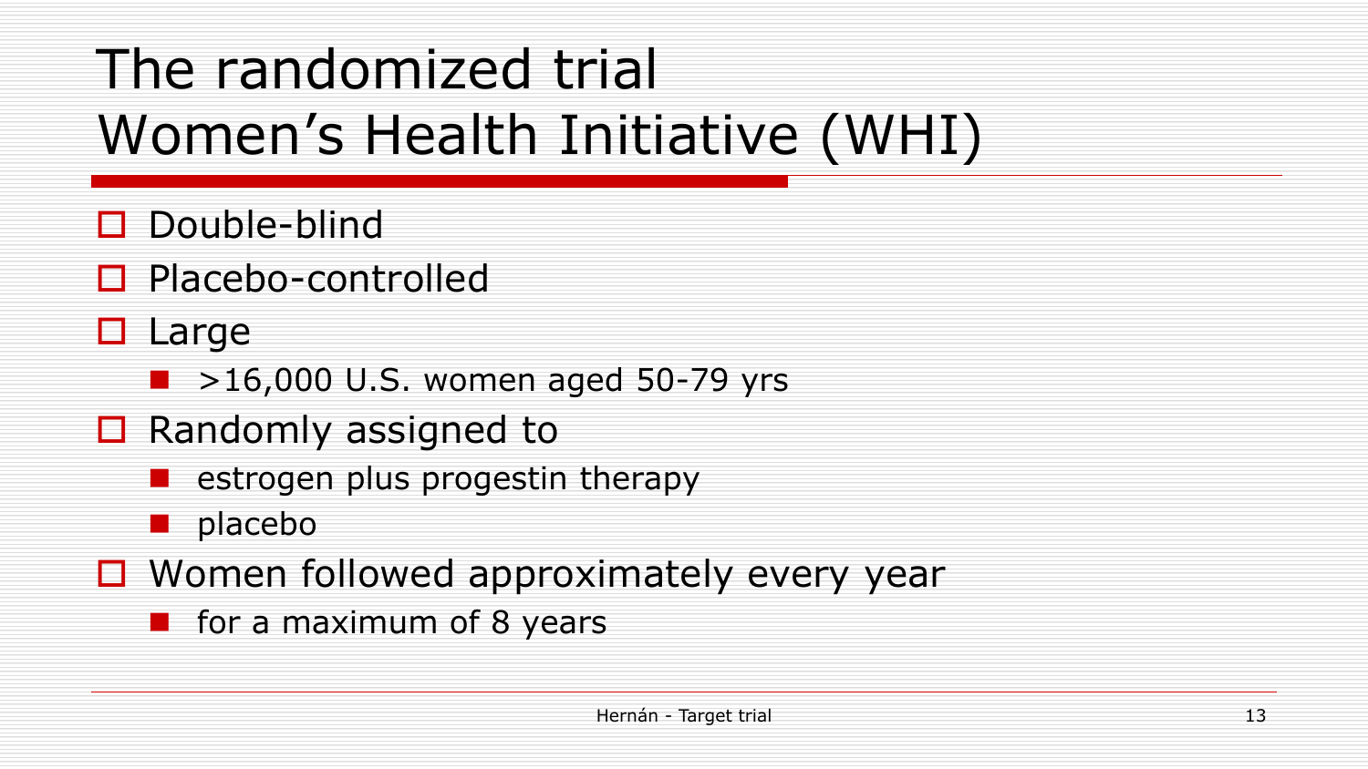# The randomized trial Women's Health Initiative (WHI)

- Double-blind
- Placebo-controlled
- Large
  - >16,000 U.S. women aged 50-79 yrs
- Randomly assigned to
  - estrogen plus progestin therapy
  - placebo
- Women followed approximately every year
  - for a maximum of 8 years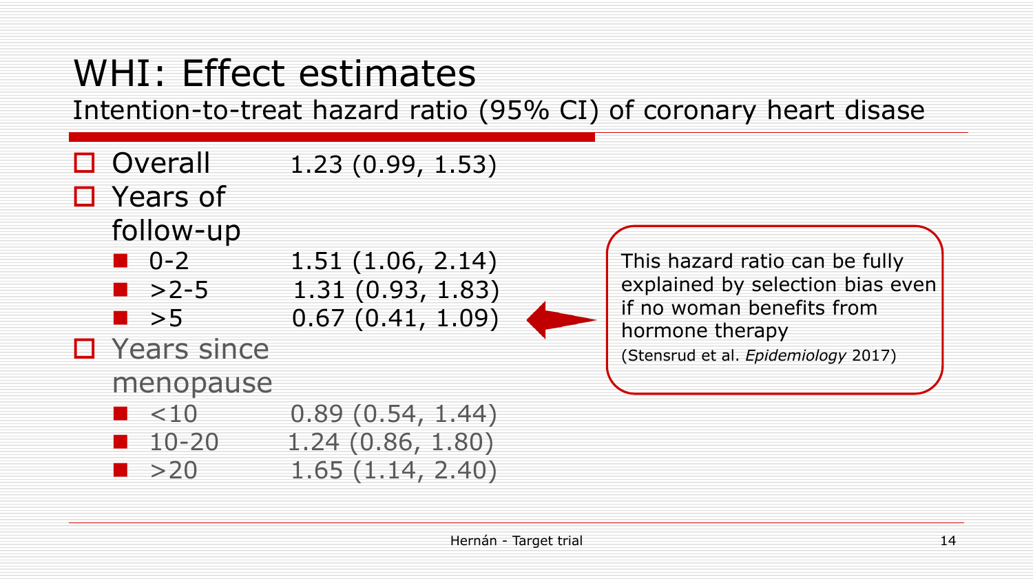# WHI: Effect estimates

Intention-to-treat hazard ratio (95% CI) of coronary heart disase

- Overall 1.23 (0.99, 1.53)
- Years of follow-up
  - 0-2 1.51 (1.06, 2.14)
  - >2-5 1.31 (0.93, 1.83)
  - >5 0.67 (0.41, 1.09)
- Years since menopause
  - <10 0.89 (0.54, 1.44)
  - 10-20 1.24 (0.86, 1.80)
  - >20 1.65 (1.14, 2.40)

This hazard ratio can be fully explained by selection bias even if no woman benefits from hormone therapy
(Stensrud et al. *Epidemiology* 2017)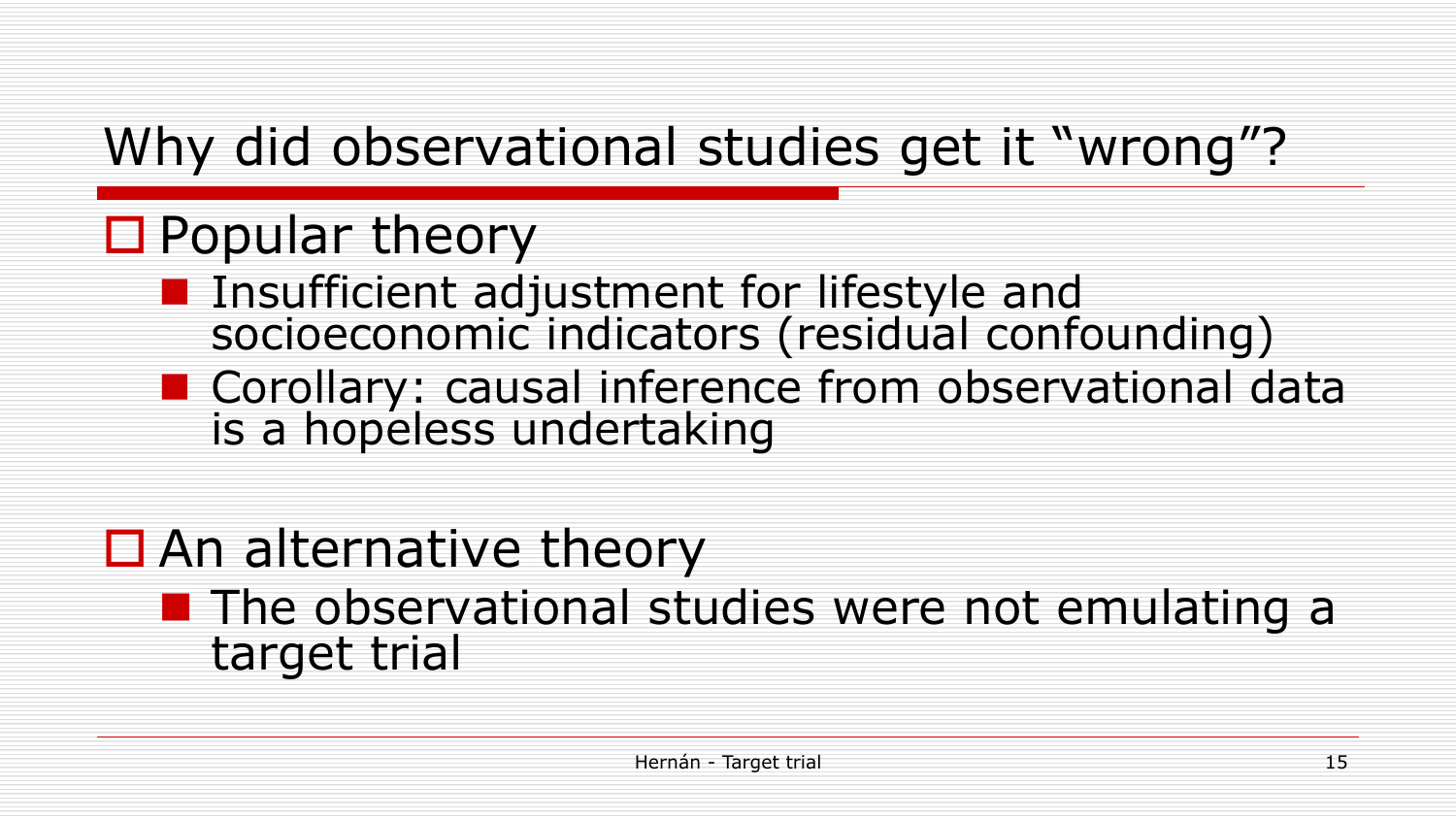# Why did observational studies get it "wrong"?

- Popular theory
  - Insufficient adjustment for lifestyle and socioeconomic indicators (residual confounding)
  - Corollary: causal inference from observational data is a hopeless undertaking

- An alternative theory
  - The observational studies were not emulating a target trial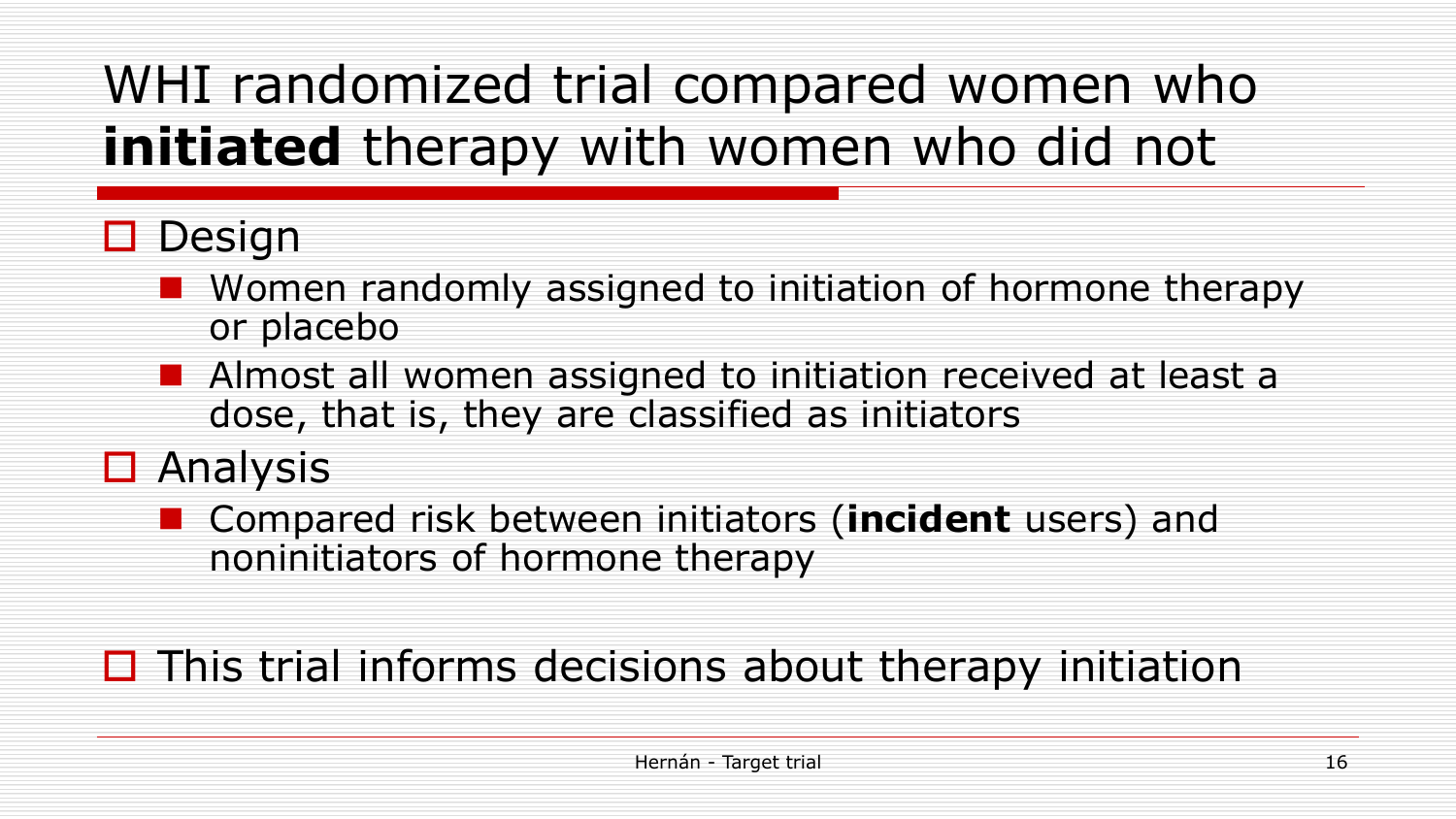# WHI randomized trial compared women who **initiated** therapy with women who did not

- Design
  - Women randomly assigned to initiation of hormone therapy or placebo
  - Almost all women assigned to initiation received at least a dose, that is, they are classified as initiators
- Analysis
  - Compared risk between initiators (**incident** users) and noninitiators of hormone therapy

- This trial informs decisions about therapy initiation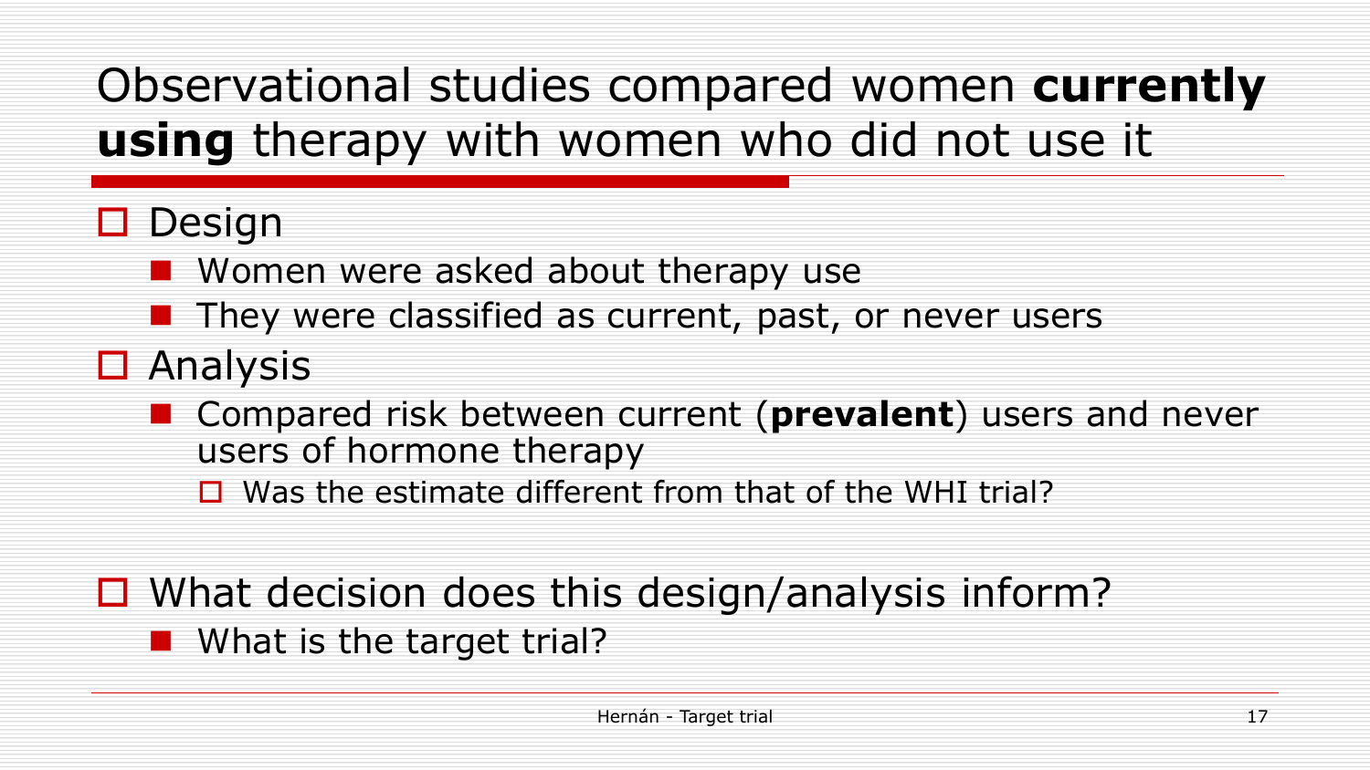# Observational studies compared women **currently using** therapy with women who did not use it

- Design
  - Women were asked about therapy use
  - They were classified as current, past, or never users
- Analysis
  - Compared risk between current (**prevalent**) users and never users of hormone therapy
    - Was the estimate different from that of the WHI trial?

- What decision does this design/analysis inform?
  - What is the target trial?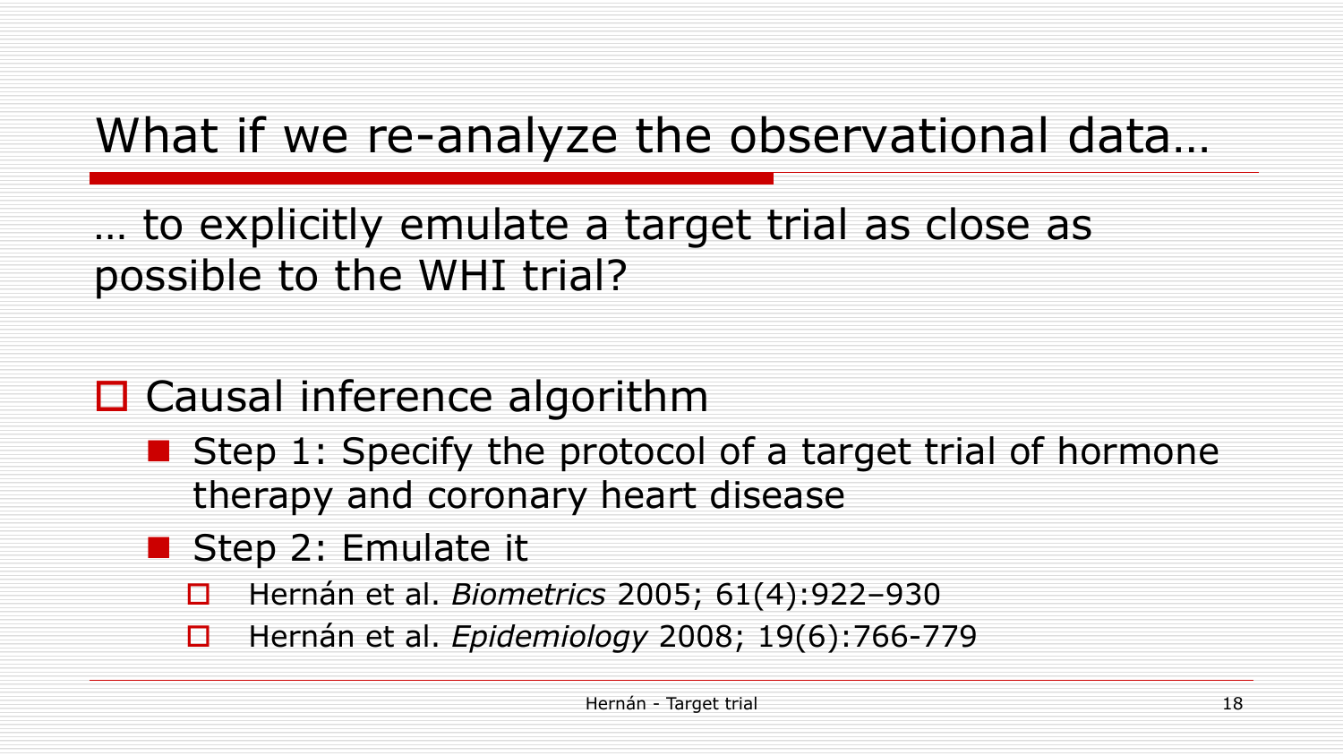# What if we re-analyze the observational data…

… to explicitly emulate a target trial as close as possible to the WHI trial?

- Causal inference algorithm
  - Step 1: Specify the protocol of a target trial of hormone therapy and coronary heart disease
  - Step 2: Emulate it
    - Hernán et al. *Biometrics* 2005; 61(4):922–930
    - Hernán et al. *Epidemiology* 2008; 19(6):766-779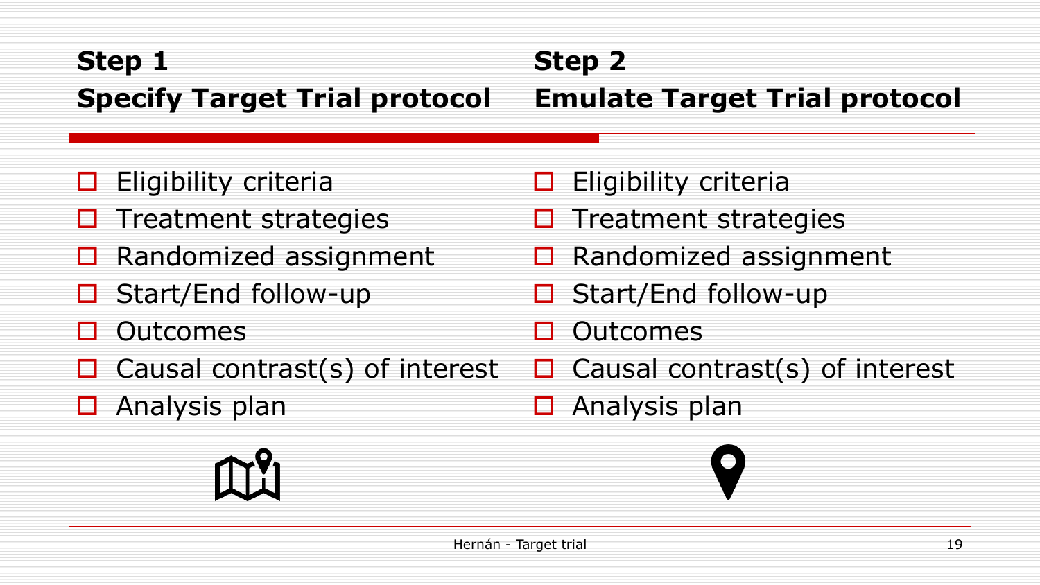## Step 1
## Specify Target Trial protocol

- Eligibility criteria
- Treatment strategies
- Randomized assignment
- Start/End follow-up
- Outcomes
- Causal contrast(s) of interest
- Analysis plan

## Step 2
## Emulate Target Trial protocol

- Eligibility criteria
- Treatment strategies
- Randomized assignment
- Start/End follow-up
- Outcomes
- Causal contrast(s) of interest
- Analysis plan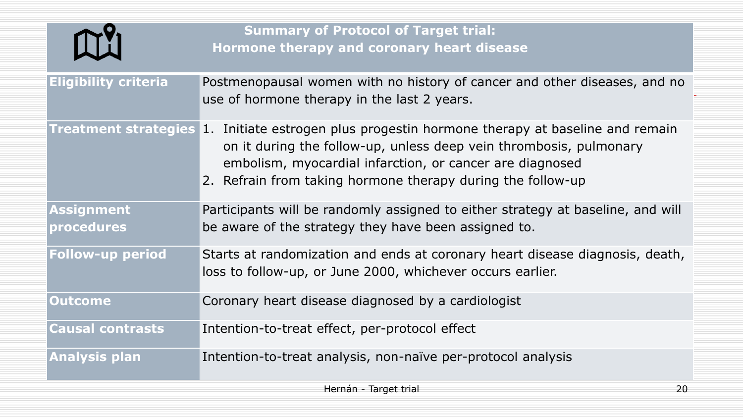## Summary of Protocol of Target trial: Hormone therapy and coronary heart disease

| | |
|---|---|
| **Eligibility criteria** | Postmenopausal women with no history of cancer and other diseases, and no use of hormone therapy in the last 2 years. |
| **Treatment strategies** | 1. Initiate estrogen plus progestin hormone therapy at baseline and remain on it during the follow-up, unless deep vein thrombosis, pulmonary embolism, myocardial infarction, or cancer are diagnosed<br>2. Refrain from taking hormone therapy during the follow-up |
| **Assignment procedures** | Participants will be randomly assigned to either strategy at baseline, and will be aware of the strategy they have been assigned to. |
| **Follow-up period** | Starts at randomization and ends at coronary heart disease diagnosis, death, loss to follow-up, or June 2000, whichever occurs earlier. |
| **Outcome** | Coronary heart disease diagnosed by a cardiologist |
| **Causal contrasts** | Intention-to-treat effect, per-protocol effect |
| **Analysis plan** | Intention-to-treat analysis, non-naïve per-protocol analysis |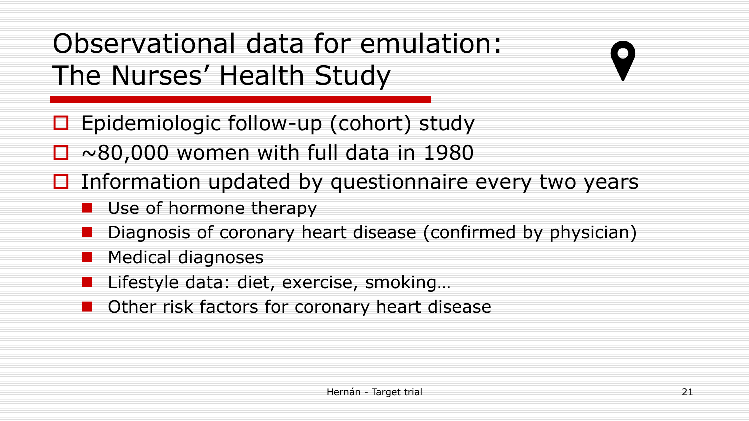# Observational data for emulation: The Nurses' Health Study

- Epidemiologic follow-up (cohort) study
- ~80,000 women with full data in 1980
- Information updated by questionnaire every two years
  - Use of hormone therapy
  - Diagnosis of coronary heart disease (confirmed by physician)
  - Medical diagnoses
  - Lifestyle data: diet, exercise, smoking…
  - Other risk factors for coronary heart disease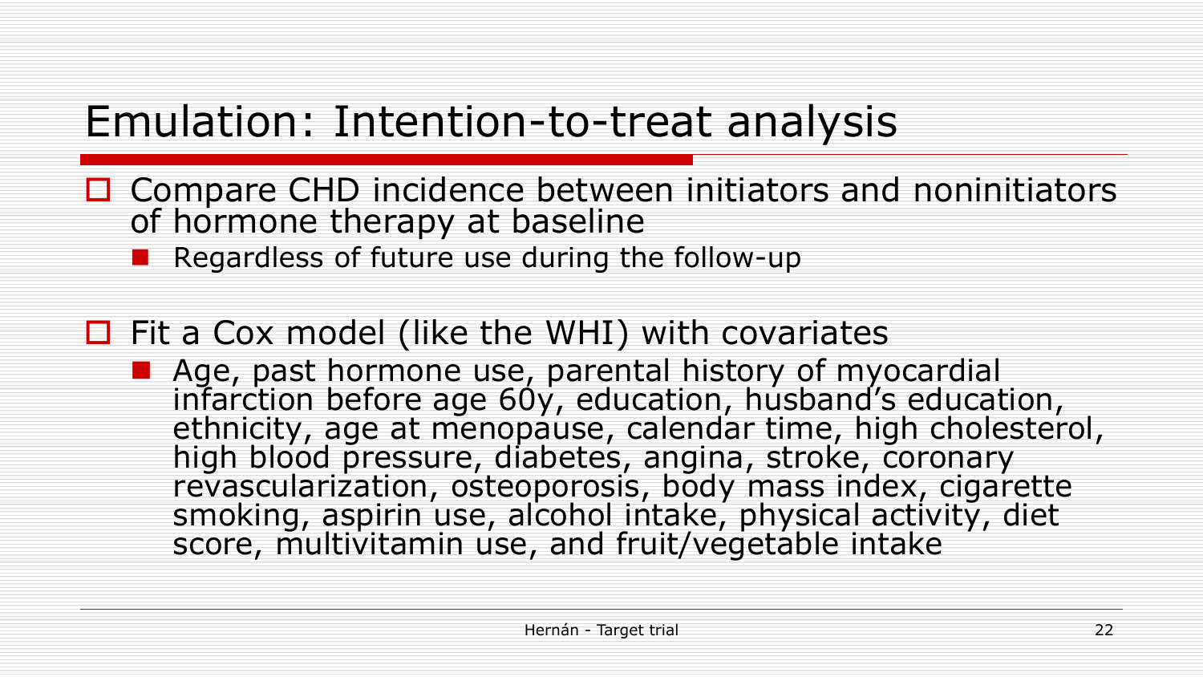# Emulation: Intention-to-treat analysis

- Compare CHD incidence between initiators and noninitiators of hormone therapy at baseline
  - Regardless of future use during the follow-up

- Fit a Cox model (like the WHI) with covariates
  - Age, past hormone use, parental history of myocardial infarction before age 60y, education, husband's education, ethnicity, age at menopause, calendar time, high cholesterol, high blood pressure, diabetes, angina, stroke, coronary revascularization, osteoporosis, body mass index, cigarette smoking, aspirin use, alcohol intake, physical activity, diet score, multivitamin use, and fruit/vegetable intake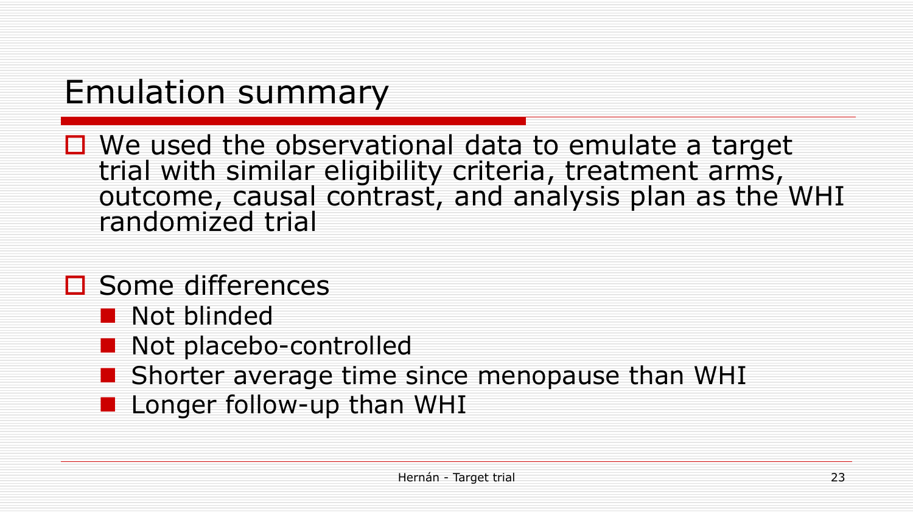# Emulation summary

- We used the observational data to emulate a target trial with similar eligibility criteria, treatment arms, outcome, causal contrast, and analysis plan as the WHI randomized trial

- Some differences
  - Not blinded
  - Not placebo-controlled
  - Shorter average time since menopause than WHI
  - Longer follow-up than WHI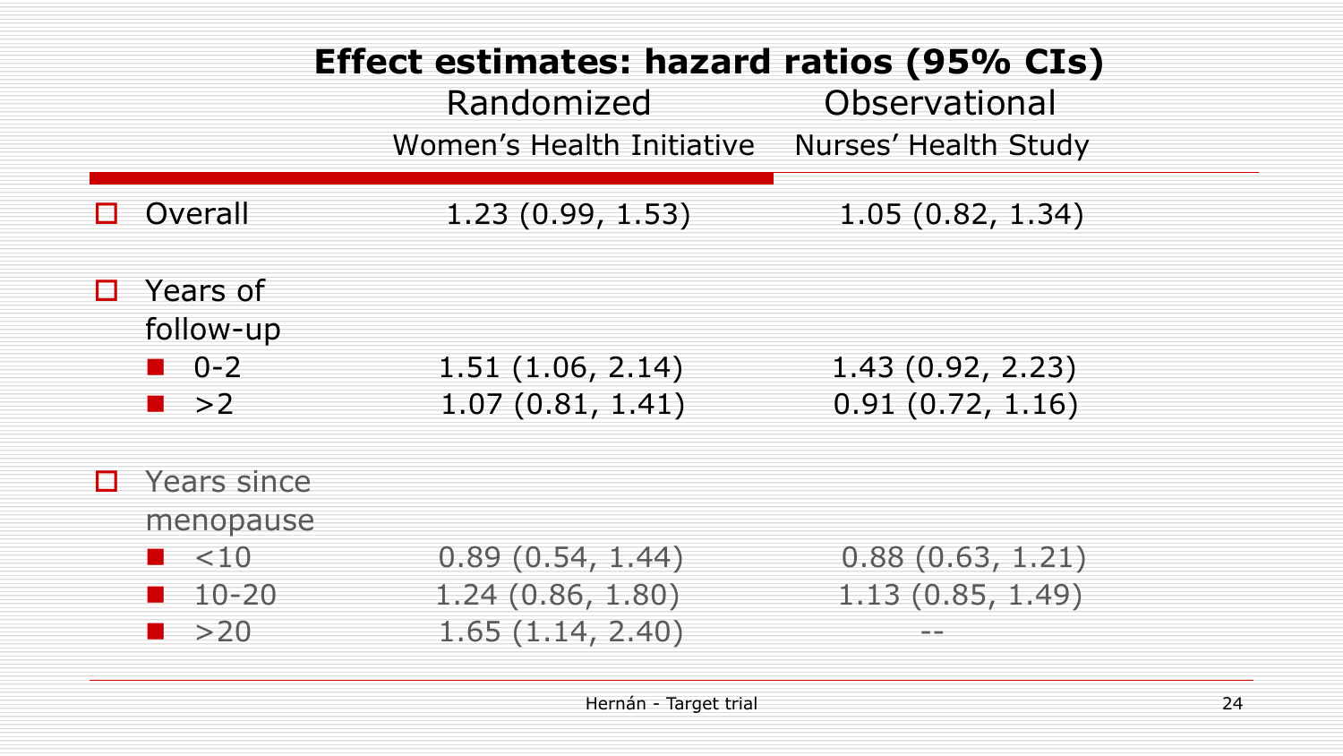# Effect estimates: hazard ratios (95% CIs)

| | Randomized<br>Women's Health Initiative | Observational<br>Nurses' Health Study |
|---|---|---|
| Overall | 1.23 (0.99, 1.53) | 1.05 (0.82, 1.34) |
| Years of follow-up | | |
| 0-2 | 1.51 (1.06, 2.14) | 1.43 (0.92, 2.23) |
| >2 | 1.07 (0.81, 1.41) | 0.91 (0.72, 1.16) |
| Years since menopause | | |
| <10 | 0.89 (0.54, 1.44) | 0.88 (0.63, 1.21) |
| 10-20 | 1.24 (0.86, 1.80) | 1.13 (0.85, 1.49) |
| >20 | 1.65 (1.14, 2.40) | -- |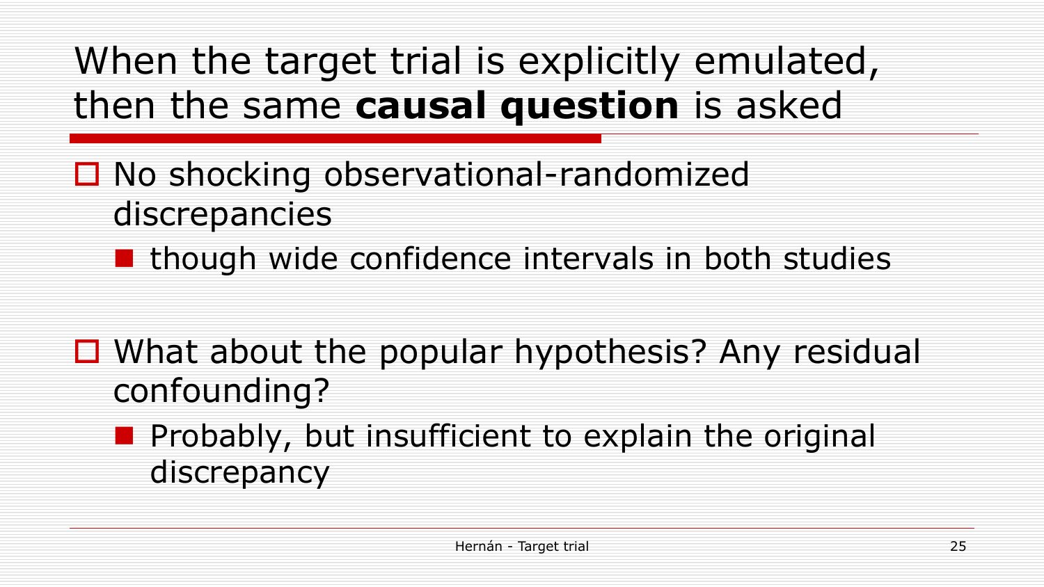# When the target trial is explicitly emulated, then the same **causal question** is asked

- No shocking observational-randomized discrepancies
  - though wide confidence intervals in both studies

- What about the popular hypothesis? Any residual confounding?
  - Probably, but insufficient to explain the original discrepancy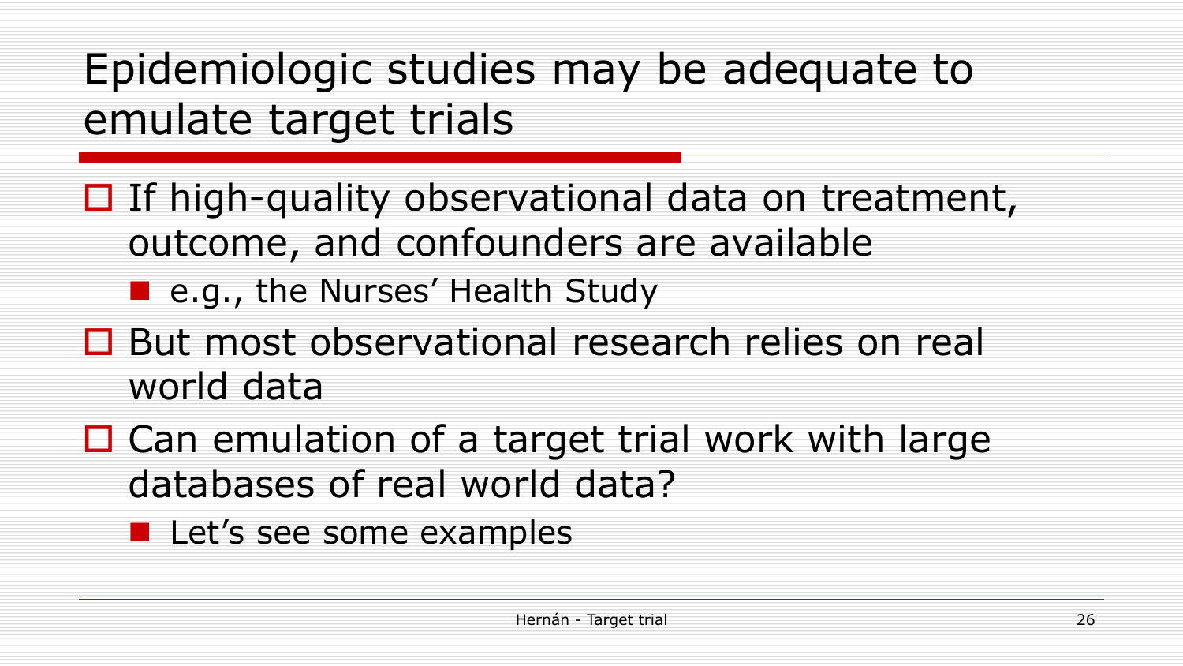# Epidemiologic studies may be adequate to emulate target trials

- If high-quality observational data on treatment, outcome, and confounders are available
  - e.g., the Nurses' Health Study
- But most observational research relies on real world data
- Can emulation of a target trial work with large databases of real world data?
  - Let's see some examples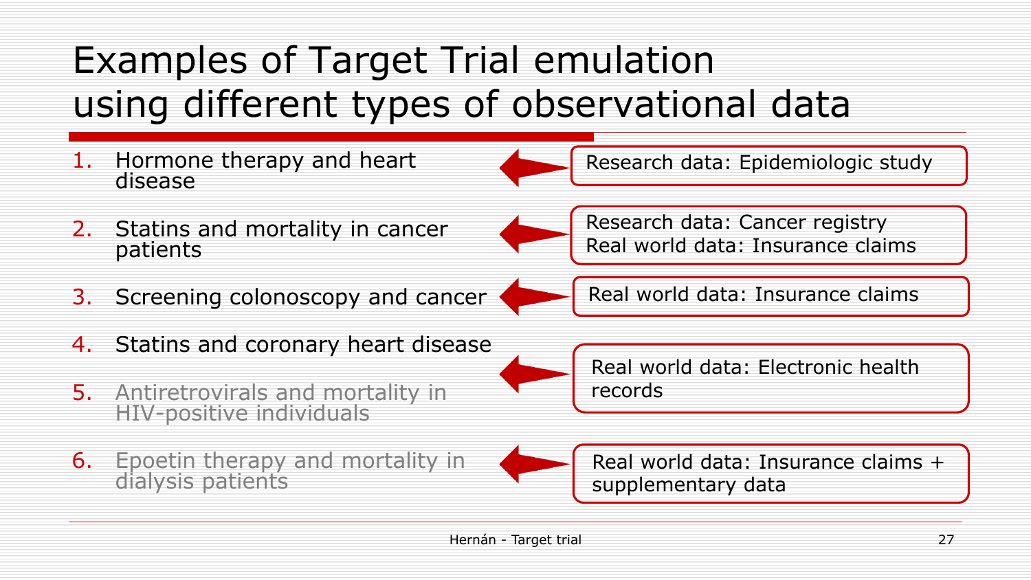# Examples of Target Trial emulation using different types of observational data

1. Hormone therapy and heart disease
2. Statins and mortality in cancer patients
3. Screening colonoscopy and cancer
4. Statins and coronary heart disease
5. Antiretrovirals and mortality in HIV-positive individuals
6. Epoetin therapy and mortality in dialysis patients

- Research data: Epidemiologic study (1)
- Research data: Cancer registry; Real world data: Insurance claims (2)
- Real world data: Insurance claims (3)
- Real world data: Electronic health records (4, 5)
- Real world data: Insurance claims + supplementary data (6)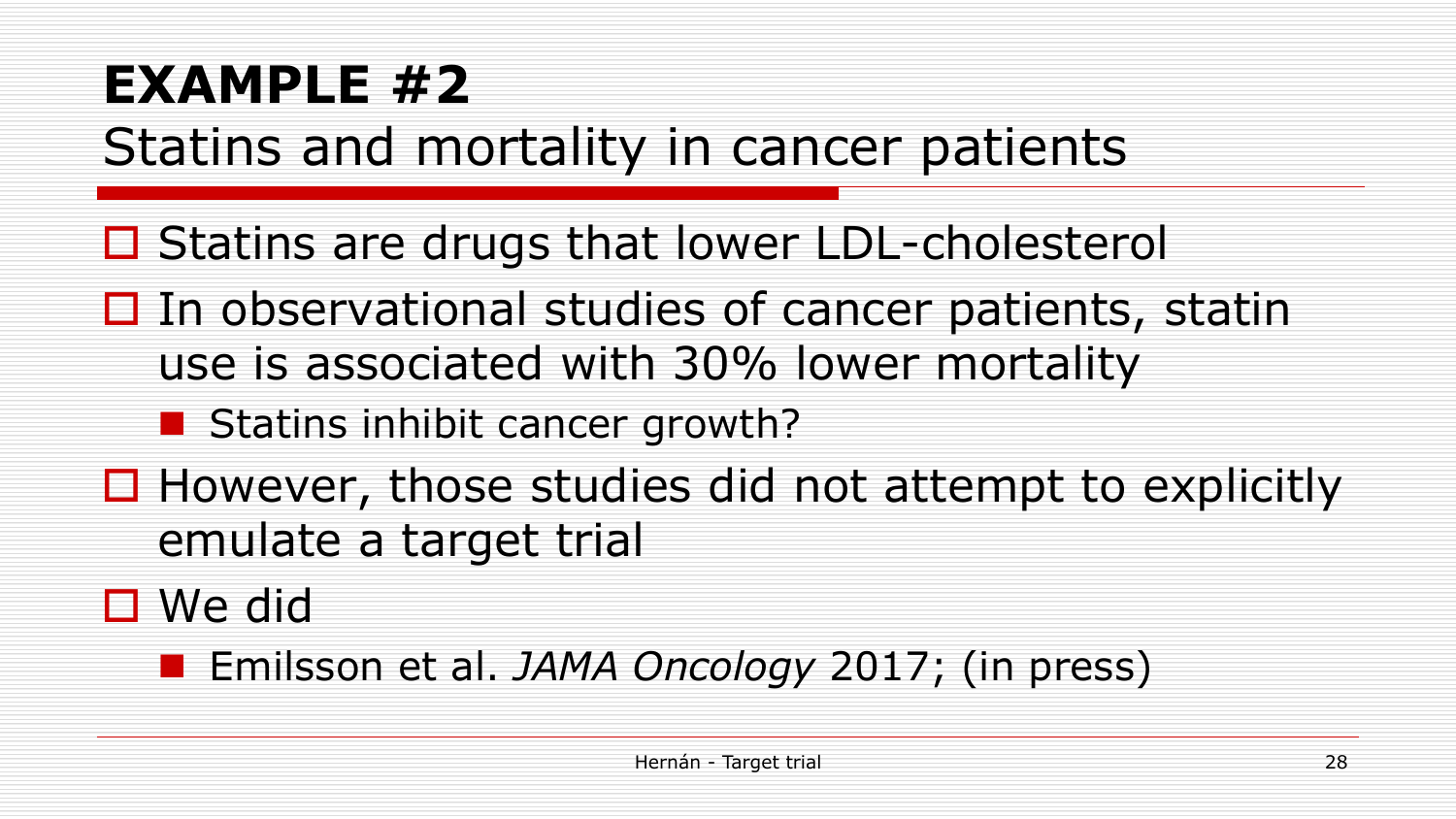# EXAMPLE #2

## Statins and mortality in cancer patients

- Statins are drugs that lower LDL-cholesterol
- In observational studies of cancer patients, statin use is associated with 30% lower mortality
  - Statins inhibit cancer growth?
- However, those studies did not attempt to explicitly emulate a target trial
- We did
  - Emilsson et al. *JAMA Oncology* 2017; (in press)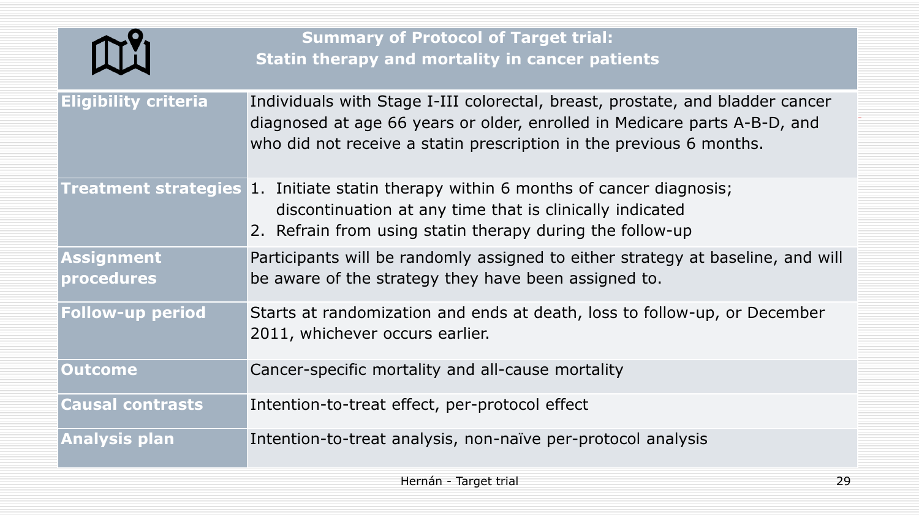## Summary of Protocol of Target trial: Statin therapy and mortality in cancer patients

| | |
|---|---|
| **Eligibility criteria** | Individuals with Stage I-III colorectal, breast, prostate, and bladder cancer diagnosed at age 66 years or older, enrolled in Medicare parts A-B-D, and who did not receive a statin prescription in the previous 6 months. |
| **Treatment strategies** | 1. Initiate statin therapy within 6 months of cancer diagnosis; discontinuation at any time that is clinically indicated<br>2. Refrain from using statin therapy during the follow-up |
| **Assignment procedures** | Participants will be randomly assigned to either strategy at baseline, and will be aware of the strategy they have been assigned to. |
| **Follow-up period** | Starts at randomization and ends at death, loss to follow-up, or December 2011, whichever occurs earlier. |
| **Outcome** | Cancer-specific mortality and all-cause mortality |
| **Causal contrasts** | Intention-to-treat effect, per-protocol effect |
| **Analysis plan** | Intention-to-treat analysis, non-naïve per-protocol analysis |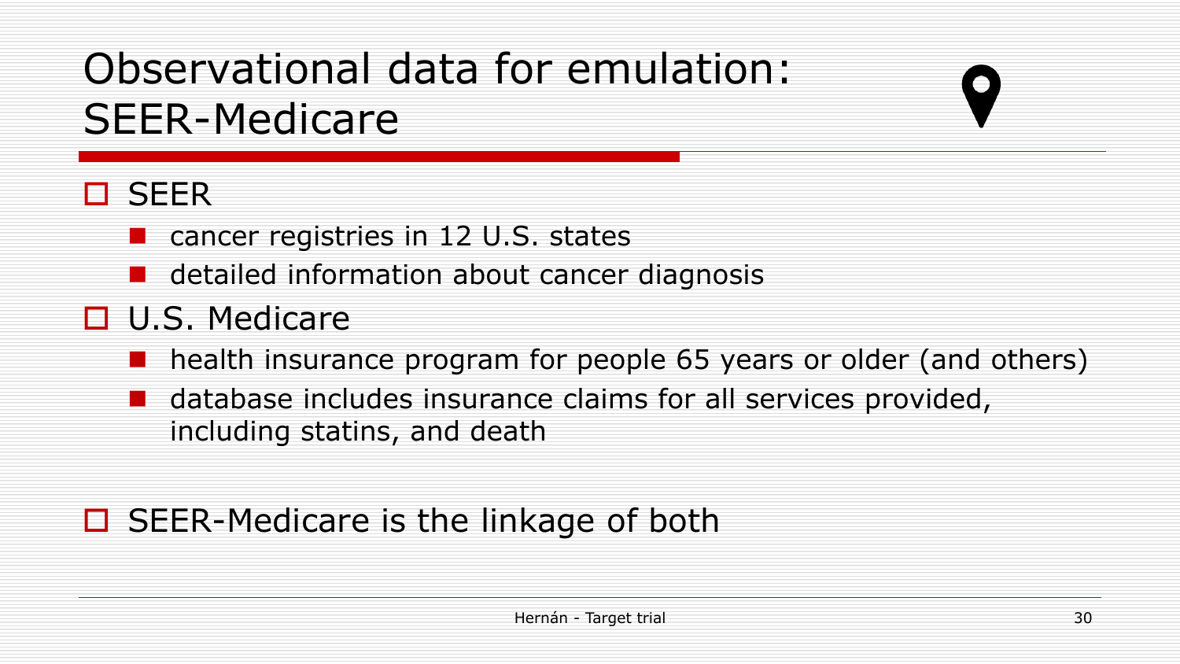# Observational data for emulation: SEER-Medicare

- SEER
  - cancer registries in 12 U.S. states
  - detailed information about cancer diagnosis
- U.S. Medicare
  - health insurance program for people 65 years or older (and others)
  - database includes insurance claims for all services provided, including statins, and death

- SEER-Medicare is the linkage of both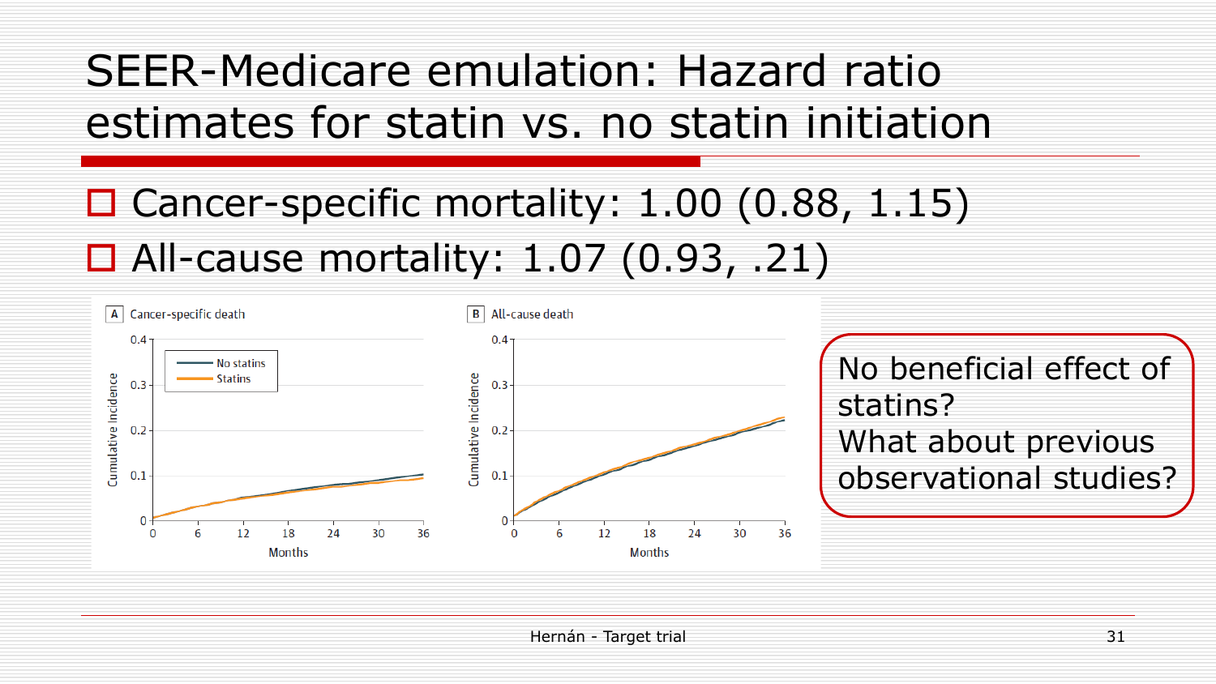# SEER-Medicare emulation: Hazard ratio estimates for statin vs. no statin initiation

- Cancer-specific mortality: 1.00 (0.88, 1.15)
- All-cause mortality: 1.07 (0.93, .21)

A Cancer-specific death

B All-cause death

No beneficial effect of statins?
What about previous observational studies?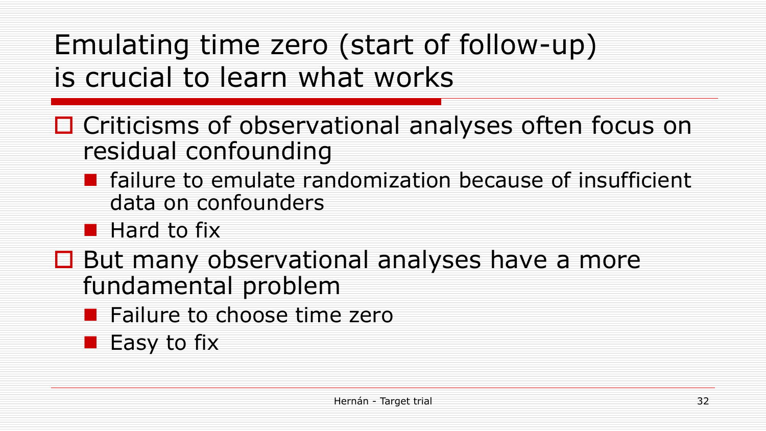# Emulating time zero (start of follow-up) is crucial to learn what works

- Criticisms of observational analyses often focus on residual confounding
  - failure to emulate randomization because of insufficient data on confounders
  - Hard to fix
- But many observational analyses have a more fundamental problem
  - Failure to choose time zero
  - Easy to fix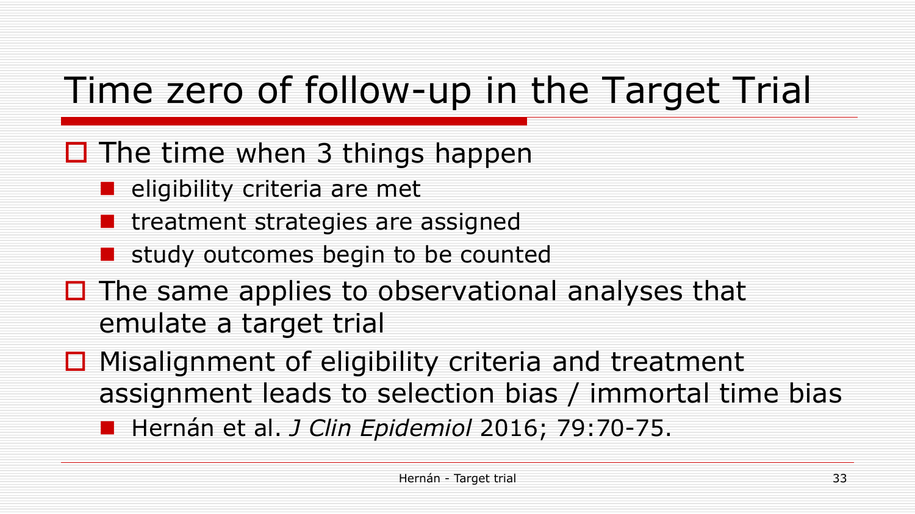# Time zero of follow-up in the Target Trial

- The time when 3 things happen
  - eligibility criteria are met
  - treatment strategies are assigned
  - study outcomes begin to be counted
- The same applies to observational analyses that emulate a target trial
- Misalignment of eligibility criteria and treatment assignment leads to selection bias / immortal time bias
  - Hernán et al. *J Clin Epidemiol* 2016; 79:70-75.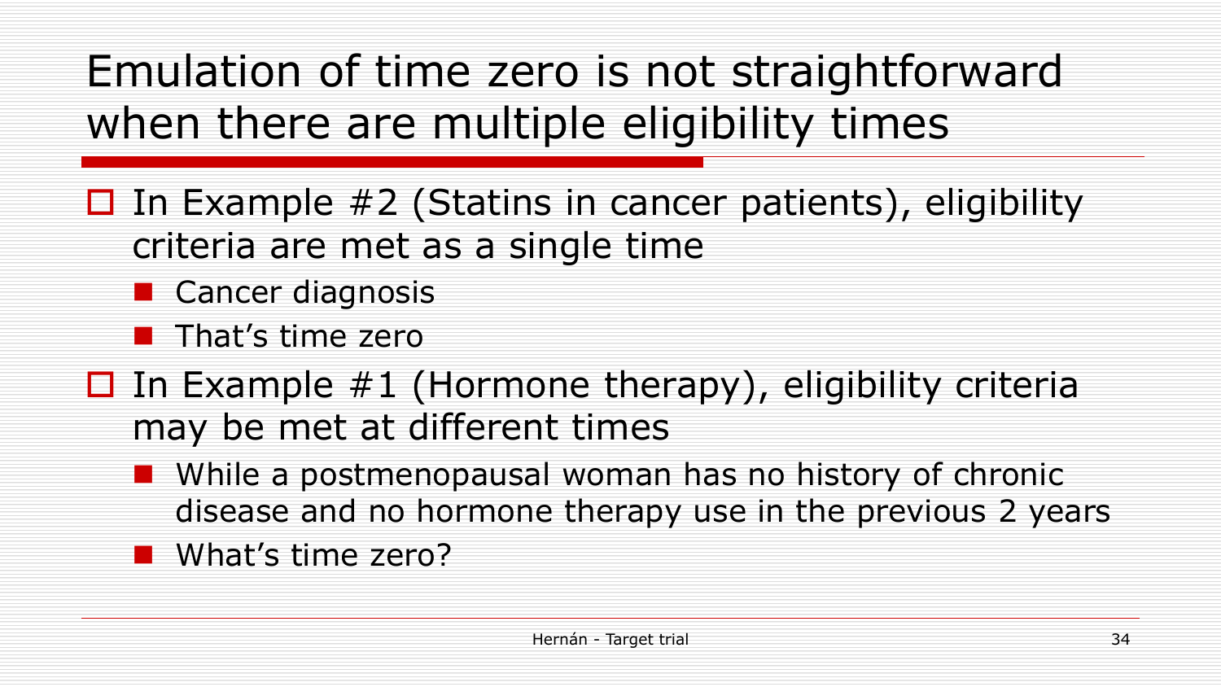# Emulation of time zero is not straightforward when there are multiple eligibility times

- In Example #2 (Statins in cancer patients), eligibility criteria are met as a single time
  - Cancer diagnosis
  - That's time zero
- In Example #1 (Hormone therapy), eligibility criteria may be met at different times
  - While a postmenopausal woman has no history of chronic disease and no hormone therapy use in the previous 2 years
  - What's time zero?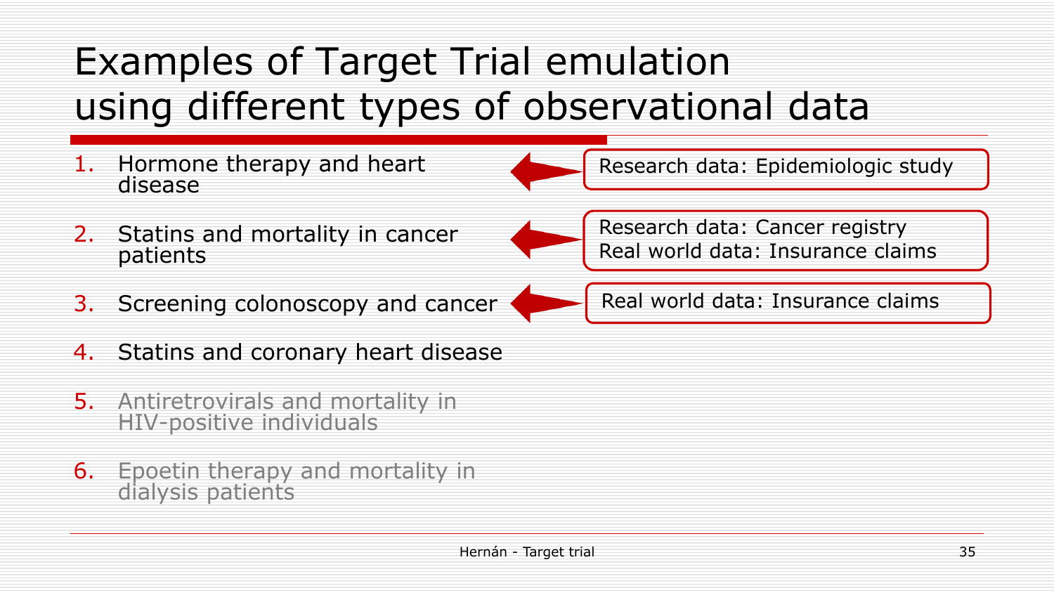# Examples of Target Trial emulation using different types of observational data

1. Hormone therapy and heart disease — Research data: Epidemiologic study
2. Statins and mortality in cancer patients — Research data: Cancer registry; Real world data: Insurance claims
3. Screening colonoscopy and cancer — Real world data: Insurance claims
4. Statins and coronary heart disease
5. Antiretrovirals and mortality in HIV-positive individuals
6. Epoetin therapy and mortality in dialysis patients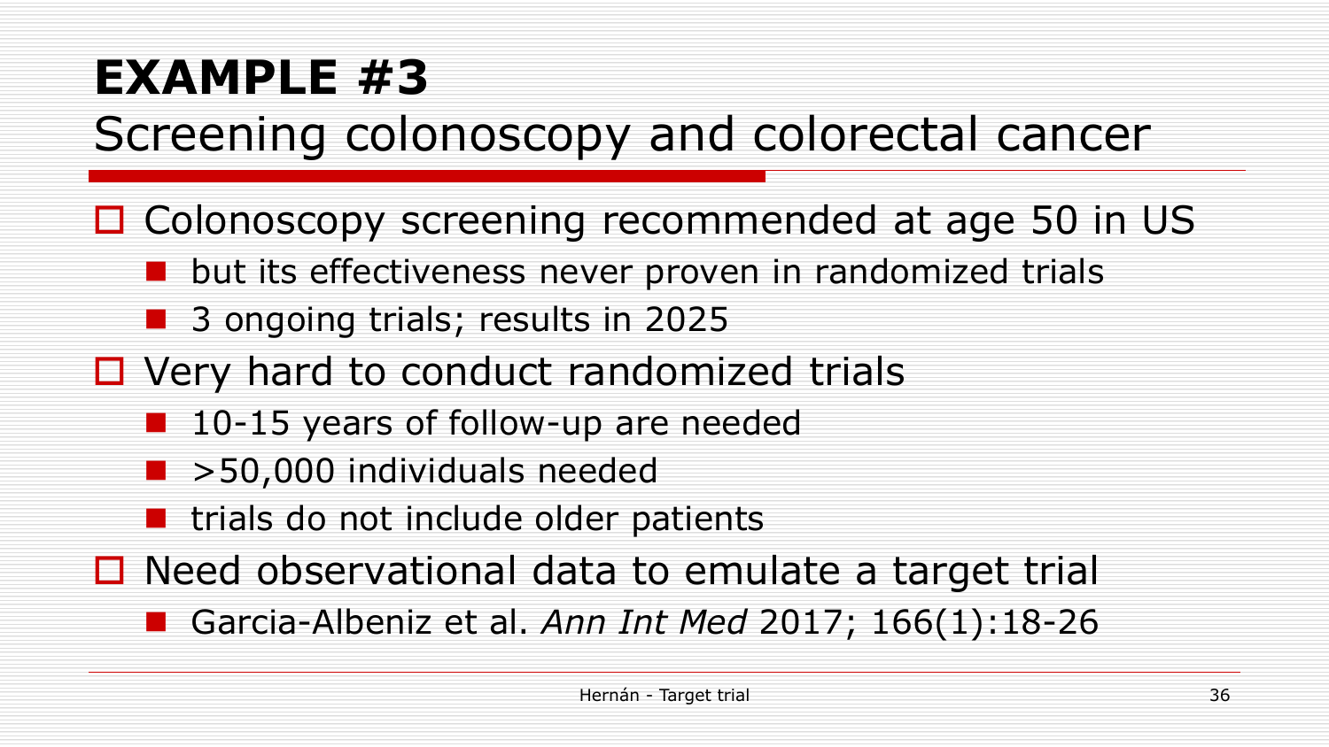# EXAMPLE #3

## Screening colonoscopy and colorectal cancer

- Colonoscopy screening recommended at age 50 in US
  - but its effectiveness never proven in randomized trials
  - 3 ongoing trials; results in 2025
- Very hard to conduct randomized trials
  - 10-15 years of follow-up are needed
  - >50,000 individuals needed
  - trials do not include older patients
- Need observational data to emulate a target trial
  - Garcia-Albeniz et al. *Ann Int Med* 2017; 166(1):18-26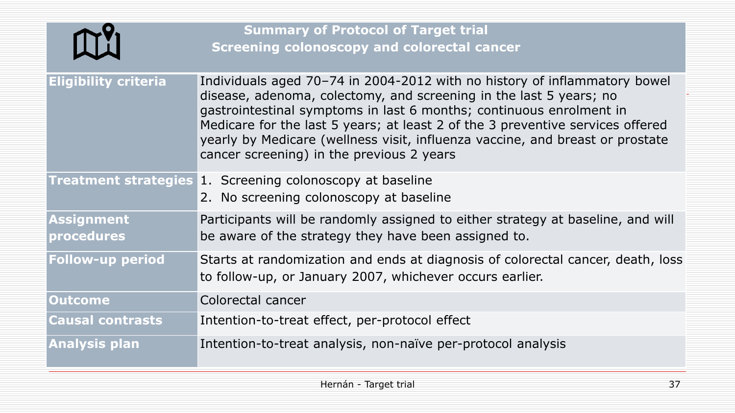## Summary of Protocol of Target trial
## Screening colonoscopy and colorectal cancer

| | |
|---|---|
| **Eligibility criteria** | Individuals aged 70–74 in 2004-2012 with no history of inflammatory bowel disease, adenoma, colectomy, and screening in the last 5 years; no gastrointestinal symptoms in last 6 months; continuous enrolment in Medicare for the last 5 years; at least 2 of the 3 preventive services offered yearly by Medicare (wellness visit, influenza vaccine, and breast or prostate cancer screening) in the previous 2 years |
| **Treatment strategies** | 1. Screening colonoscopy at baseline<br>2. No screening colonoscopy at baseline |
| **Assignment procedures** | Participants will be randomly assigned to either strategy at baseline, and will be aware of the strategy they have been assigned to. |
| **Follow-up period** | Starts at randomization and ends at diagnosis of colorectal cancer, death, loss to follow-up, or January 2007, whichever occurs earlier. |
| **Outcome** | Colorectal cancer |
| **Causal contrasts** | Intention-to-treat effect, per-protocol effect |
| **Analysis plan** | Intention-to-treat analysis, non-naïve per-protocol analysis |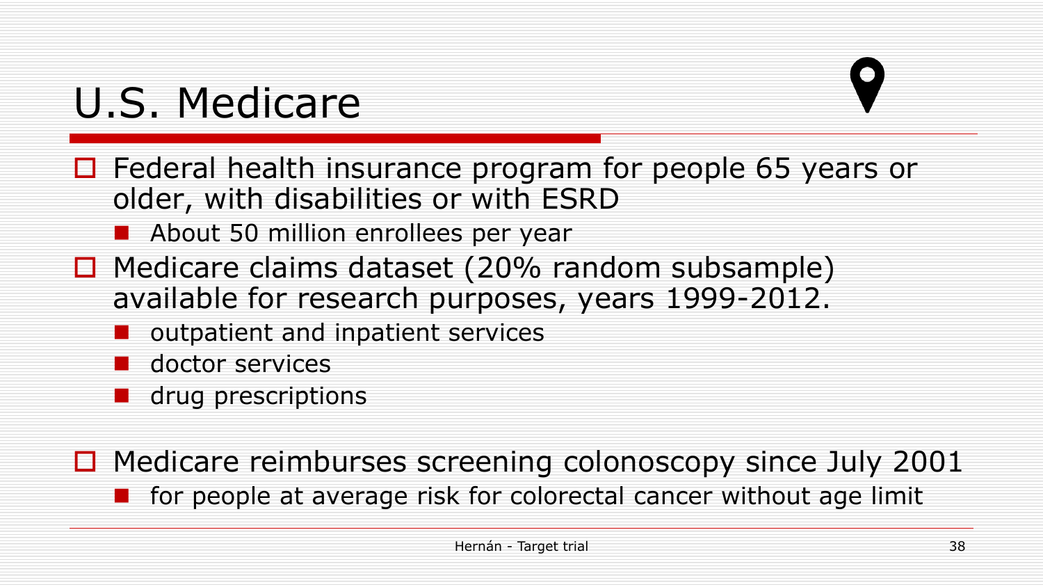# U.S. Medicare

- Federal health insurance program for people 65 years or older, with disabilities or with ESRD
  - About 50 million enrollees per year
- Medicare claims dataset (20% random subsample) available for research purposes, years 1999-2012.
  - outpatient and inpatient services
  - doctor services
  - drug prescriptions

- Medicare reimburses screening colonoscopy since July 2001
  - for people at average risk for colorectal cancer without age limit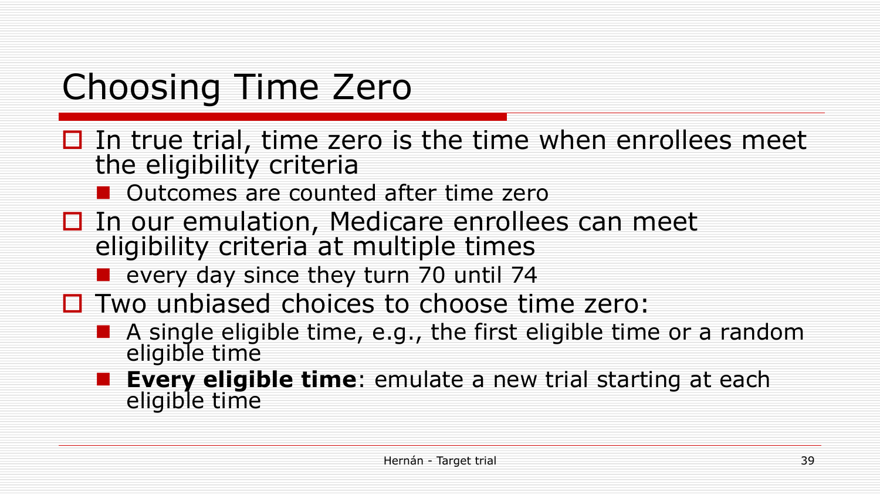# Choosing Time Zero

- In true trial, time zero is the time when enrollees meet the eligibility criteria
  - Outcomes are counted after time zero
- In our emulation, Medicare enrollees can meet eligibility criteria at multiple times
  - every day since they turn 70 until 74
- Two unbiased choices to choose time zero:
  - A single eligible time, e.g., the first eligible time or a random eligible time
  - **Every eligible time**: emulate a new trial starting at each eligible time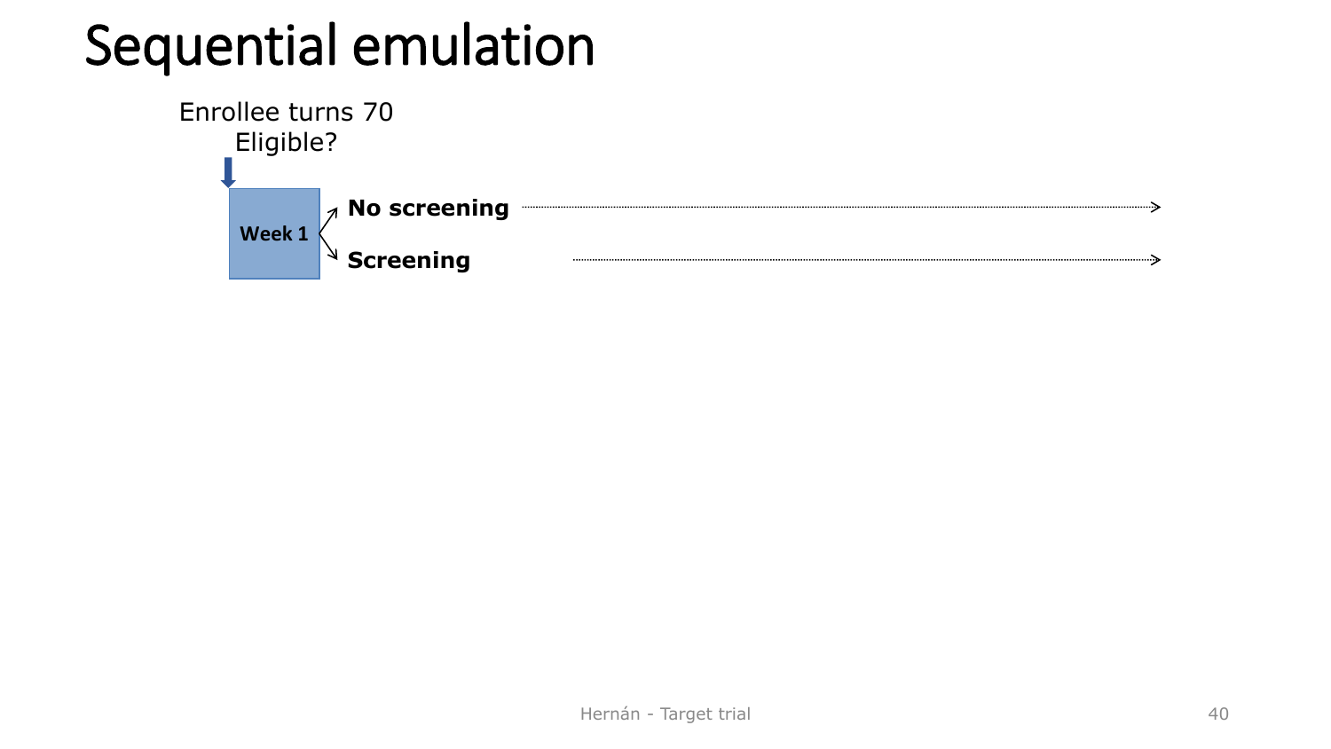# Sequential emulation

Enrollee turns 70
Eligible?

**Week 1**

- **No screening**
- **Screening**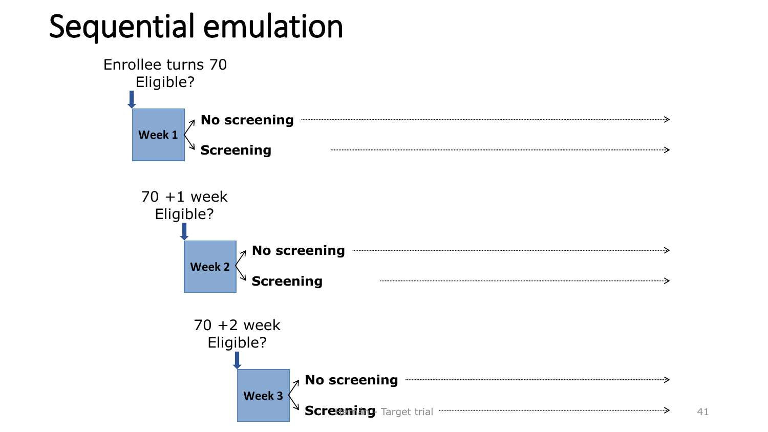# Sequential emulation

Enrollee turns 70
Eligible?

**Week 1**
- **No screening**
- **Screening**

70 +1 week
Eligible?

**Week 2**
- **No screening**
- **Screening**

70 +2 week
Eligible?

**Week 3**
- **No screening**
- **Screening**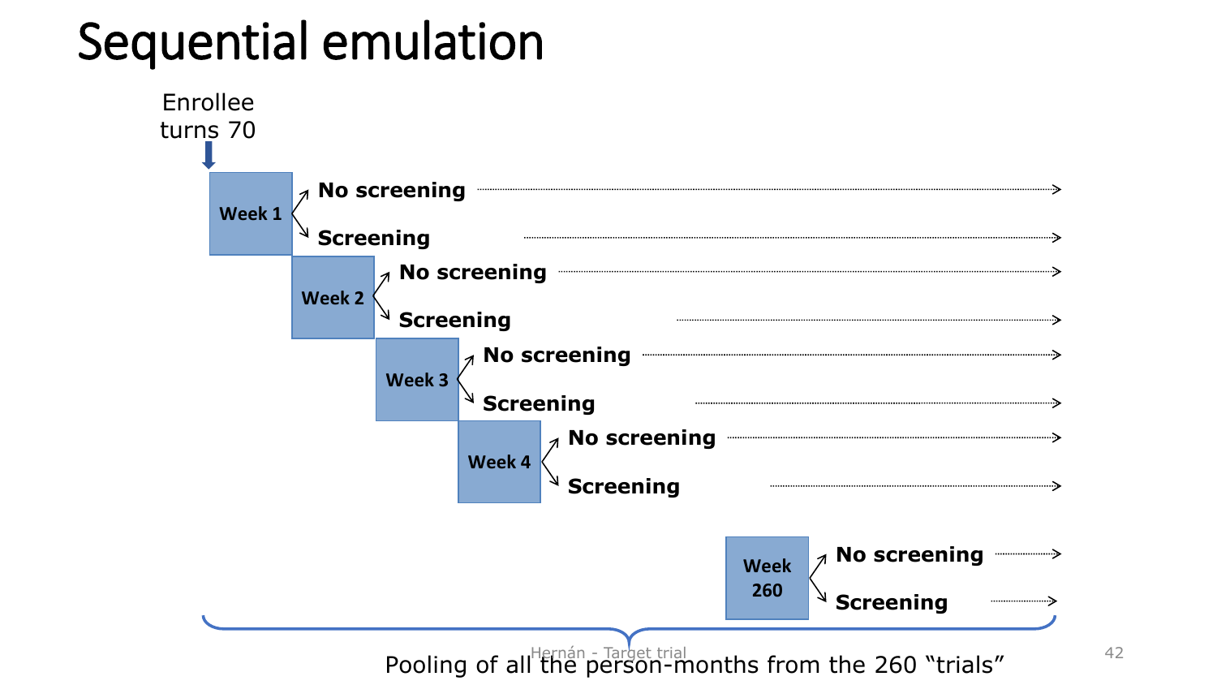# Sequential emulation

Enrollee turns 70

- **Week 1**
  - **No screening**
  - **Screening**
- **Week 2**
  - **No screening**
  - **Screening**
- **Week 3**
  - **No screening**
  - **Screening**
- **Week 4**
  - **No screening**
  - **Screening**
- **Week 260**
  - **No screening**
  - **Screening**

Pooling of all the person-months from the 260 "trials"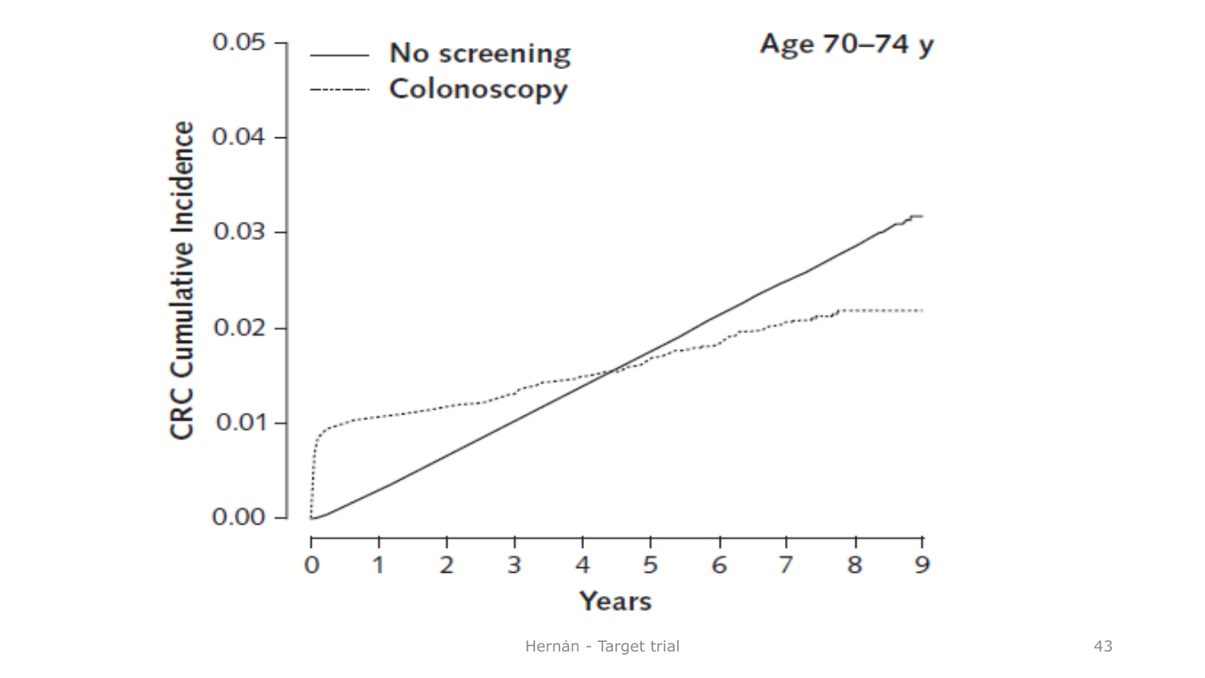**Age 70–74 y**

— No screening

------ Colonoscopy

CRC Cumulative Incidence

Years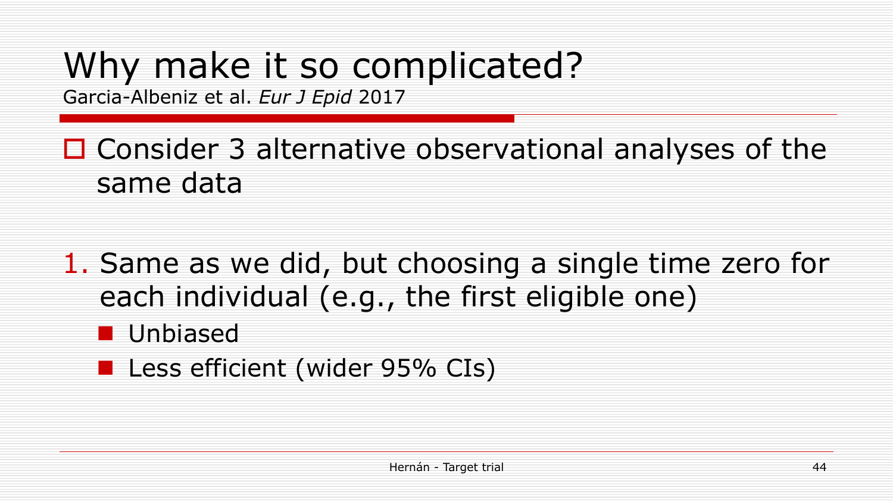# Why make it so complicated?

Garcia-Albeniz et al. *Eur J Epid* 2017

- Consider 3 alternative observational analyses of the same data

1. Same as we did, but choosing a single time zero for each individual (e.g., the first eligible one)
   - Unbiased
   - Less efficient (wider 95% CIs)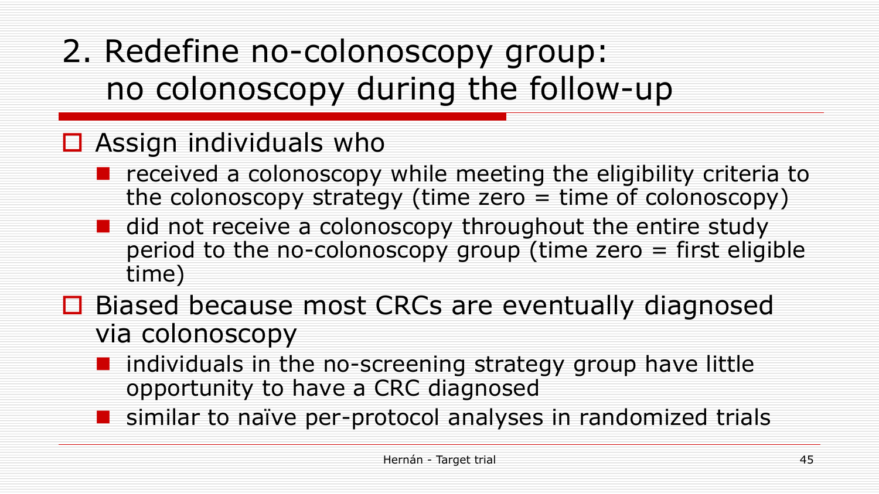# 2. Redefine no-colonoscopy group: no colonoscopy during the follow-up

- Assign individuals who
  - received a colonoscopy while meeting the eligibility criteria to the colonoscopy strategy (time zero = time of colonoscopy)
  - did not receive a colonoscopy throughout the entire study period to the no-colonoscopy group (time zero = first eligible time)
- Biased because most CRCs are eventually diagnosed via colonoscopy
  - individuals in the no-screening strategy group have little opportunity to have a CRC diagnosed
  - similar to naïve per-protocol analyses in randomized trials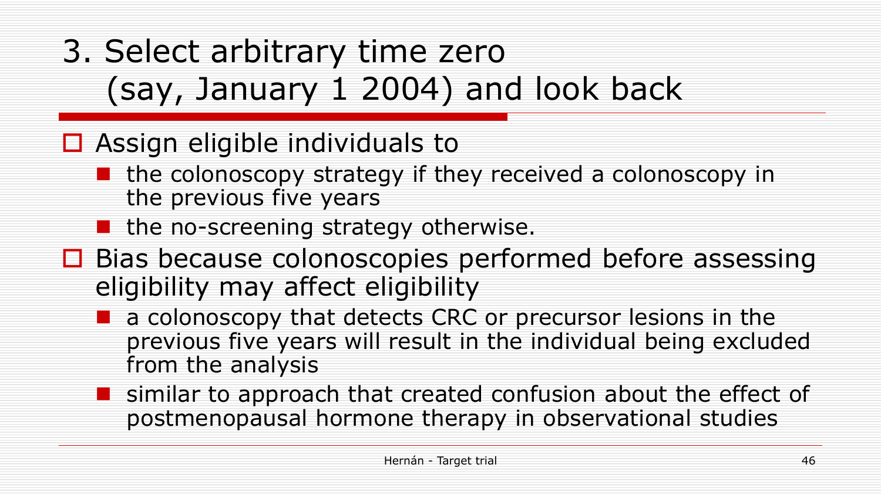# 3. Select arbitrary time zero (say, January 1 2004) and look back

- Assign eligible individuals to
  - the colonoscopy strategy if they received a colonoscopy in the previous five years
  - the no-screening strategy otherwise.
- Bias because colonoscopies performed before assessing eligibility may affect eligibility
  - a colonoscopy that detects CRC or precursor lesions in the previous five years will result in the individual being excluded from the analysis
  - similar to approach that created confusion about the effect of postmenopausal hormone therapy in observational studies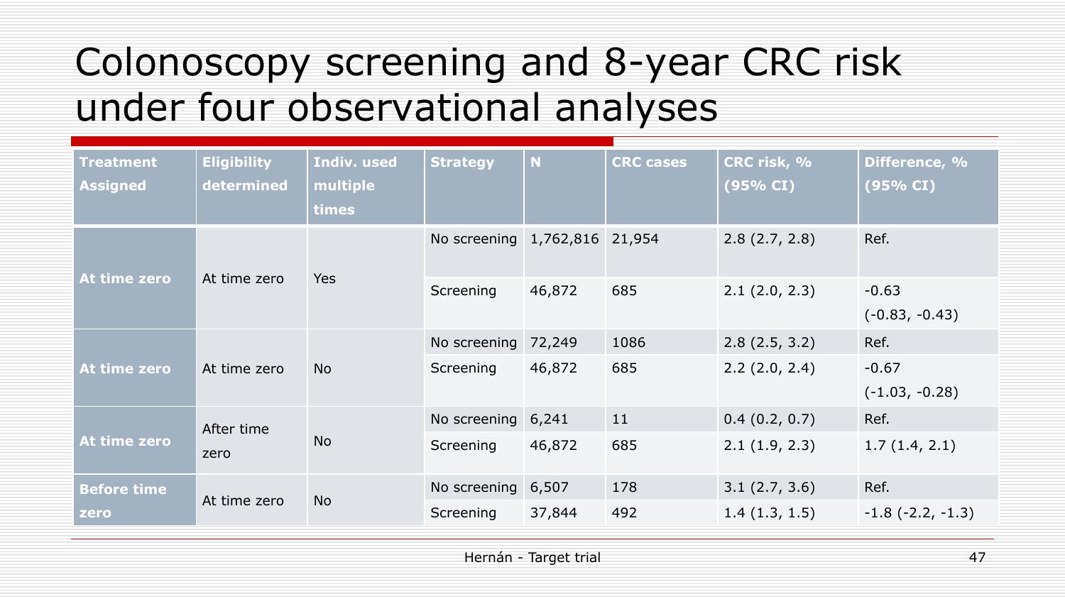# Colonoscopy screening and 8-year CRC risk under four observational analyses

| Treatment Assigned | Eligibility determined | Indiv. used multiple times | Strategy | N | CRC cases | CRC risk, % (95% CI) | Difference, % (95% CI) |
|---|---|---|---|---|---|---|---|
| **At time zero** | At time zero | Yes | No screening | 1,762,816 | 21,954 | 2.8 (2.7, 2.8) | Ref. |
| | | | Screening | 46,872 | 685 | 2.1 (2.0, 2.3) | -0.63 (-0.83, -0.43) |
| **At time zero** | At time zero | No | No screening | 72,249 | 1086 | 2.8 (2.5, 3.2) | Ref. |
| | | | Screening | 46,872 | 685 | 2.2 (2.0, 2.4) | -0.67 (-1.03, -0.28) |
| **At time zero** | After time zero | No | No screening | 6,241 | 11 | 0.4 (0.2, 0.7) | Ref. |
| | | | Screening | 46,872 | 685 | 2.1 (1.9, 2.3) | 1.7 (1.4, 2.1) |
| **Before time zero** | At time zero | No | No screening | 6,507 | 178 | 3.1 (2.7, 3.6) | Ref. |
| | | | Screening | 37,844 | 492 | 1.4 (1.3, 1.5) | -1.8 (-2.2, -1.3) |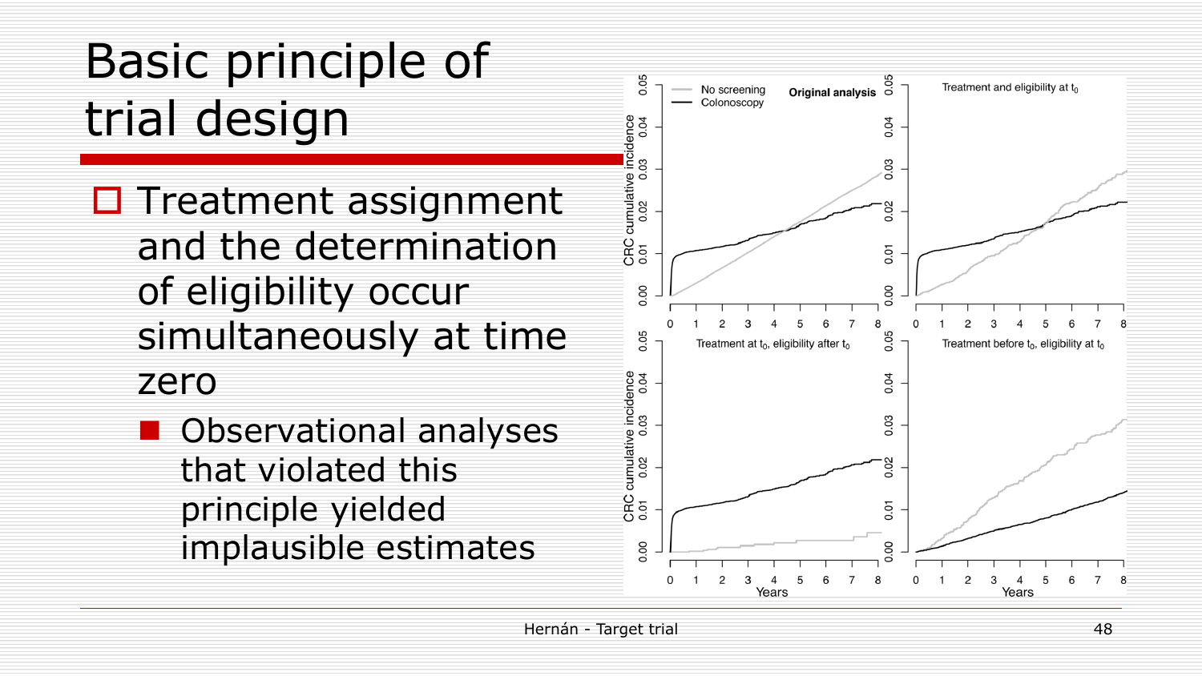# Basic principle of trial design

- Treatment assignment and the determination of eligibility occur simultaneously at time zero
  - Observational analyses that violated this principle yielded implausible estimates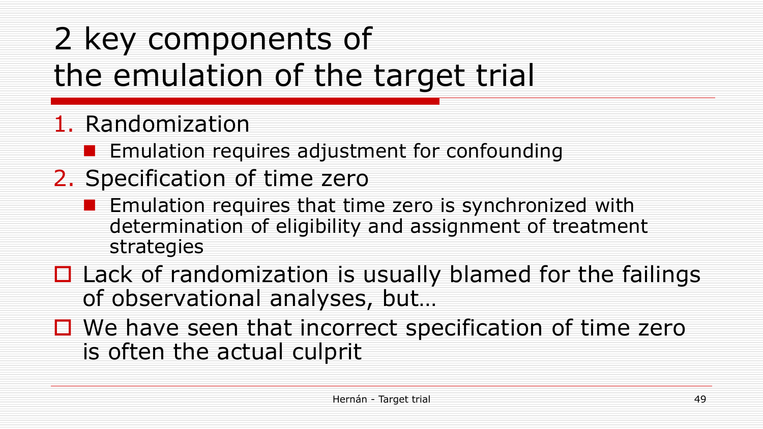# 2 key components of the emulation of the target trial

1. Randomization
   - Emulation requires adjustment for confounding
2. Specification of time zero
   - Emulation requires that time zero is synchronized with determination of eligibility and assignment of treatment strategies

- Lack of randomization is usually blamed for the failings of observational analyses, but…
- We have seen that incorrect specification of time zero is often the actual culprit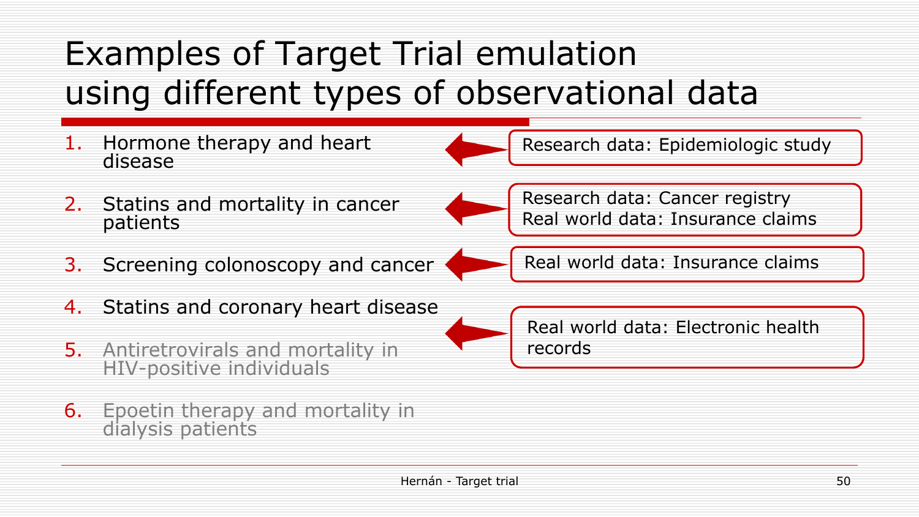# Examples of Target Trial emulation using different types of observational data

1. Hormone therapy and heart disease
2. Statins and mortality in cancer patients
3. Screening colonoscopy and cancer
4. Statins and coronary heart disease
5. Antiretrovirals and mortality in HIV-positive individuals
6. Epoetin therapy and mortality in dialysis patients

- Research data: Epidemiologic study (1)
- Research data: Cancer registry; Real world data: Insurance claims (2)
- Real world data: Insurance claims (3)
- Real world data: Electronic health records (4)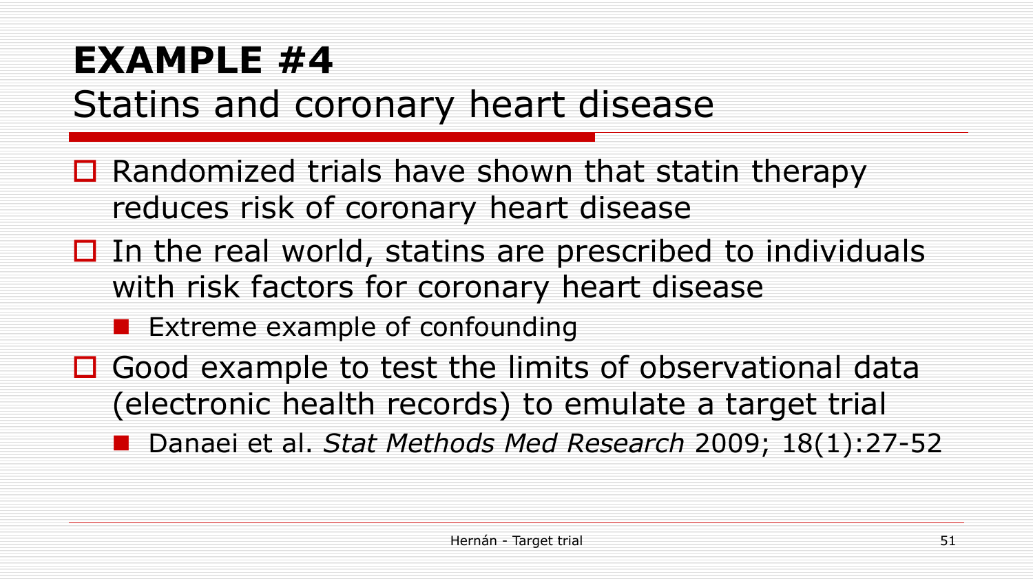# EXAMPLE #4

## Statins and coronary heart disease

- Randomized trials have shown that statin therapy reduces risk of coronary heart disease
- In the real world, statins are prescribed to individuals with risk factors for coronary heart disease
  - Extreme example of confounding
- Good example to test the limits of observational data (electronic health records) to emulate a target trial
  - Danaei et al. *Stat Methods Med Research* 2009; 18(1):27-52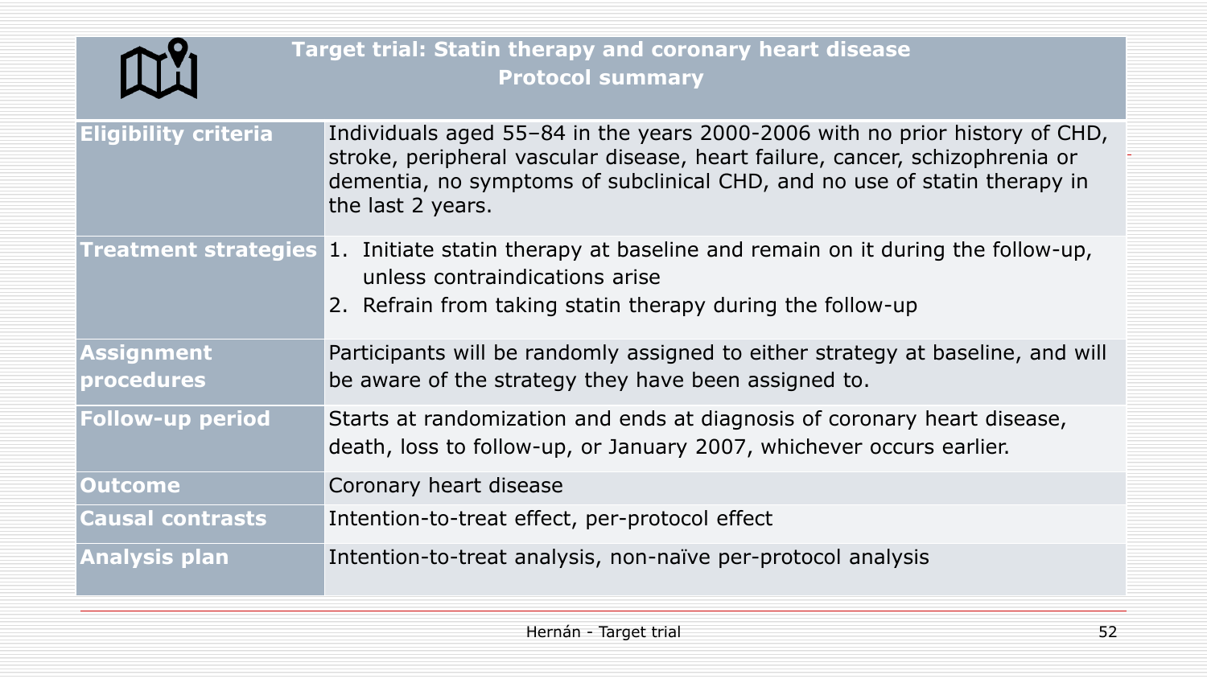## Target trial: Statin therapy and coronary heart disease
## Protocol summary

| | |
|---|---|
| **Eligibility criteria** | Individuals aged 55–84 in the years 2000-2006 with no prior history of CHD, stroke, peripheral vascular disease, heart failure, cancer, schizophrenia or dementia, no symptoms of subclinical CHD, and no use of statin therapy in the last 2 years. |
| **Treatment strategies** | 1. Initiate statin therapy at baseline and remain on it during the follow-up, unless contraindications arise<br>2. Refrain from taking statin therapy during the follow-up |
| **Assignment procedures** | Participants will be randomly assigned to either strategy at baseline, and will be aware of the strategy they have been assigned to. |
| **Follow-up period** | Starts at randomization and ends at diagnosis of coronary heart disease, death, loss to follow-up, or January 2007, whichever occurs earlier. |
| **Outcome** | Coronary heart disease |
| **Causal contrasts** | Intention-to-treat effect, per-protocol effect |
| **Analysis plan** | Intention-to-treat analysis, non-naïve per-protocol analysis |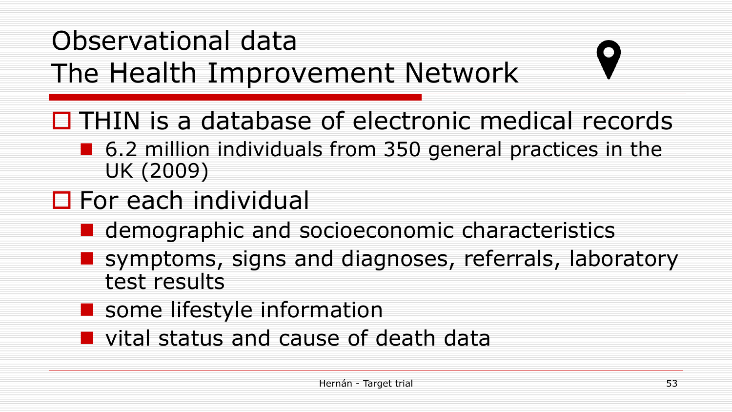# Observational data
# The Health Improvement Network

- THIN is a database of electronic medical records
  - 6.2 million individuals from 350 general practices in the UK (2009)
- For each individual
  - demographic and socioeconomic characteristics
  - symptoms, signs and diagnoses, referrals, laboratory test results
  - some lifestyle information
  - vital status and cause of death data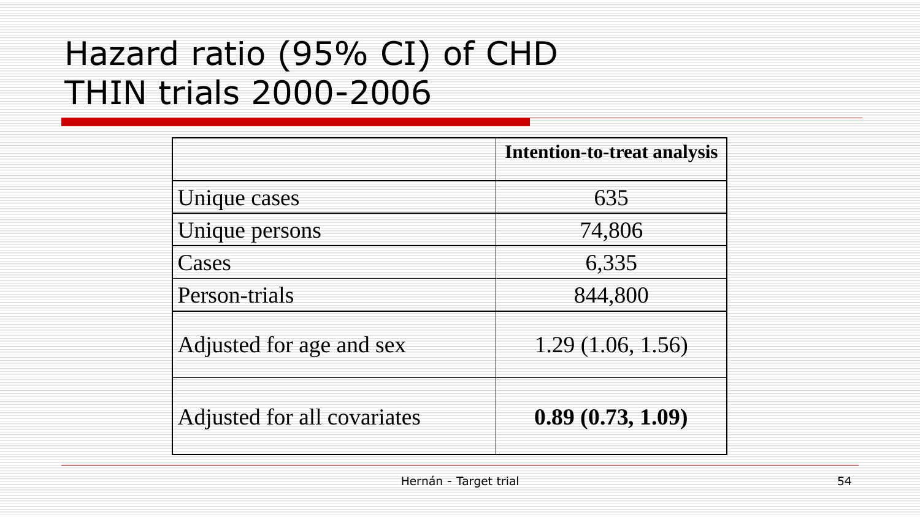# Hazard ratio (95% CI) of CHD THIN trials 2000-2006

| | **Intention-to-treat analysis** |
|---|---|
| Unique cases | 635 |
| Unique persons | 74,806 |
| Cases | 6,335 |
| Person-trials | 844,800 |
| Adjusted for age and sex | 1.29 (1.06, 1.56) |
| Adjusted for all covariates | **0.89 (0.73, 1.09)** |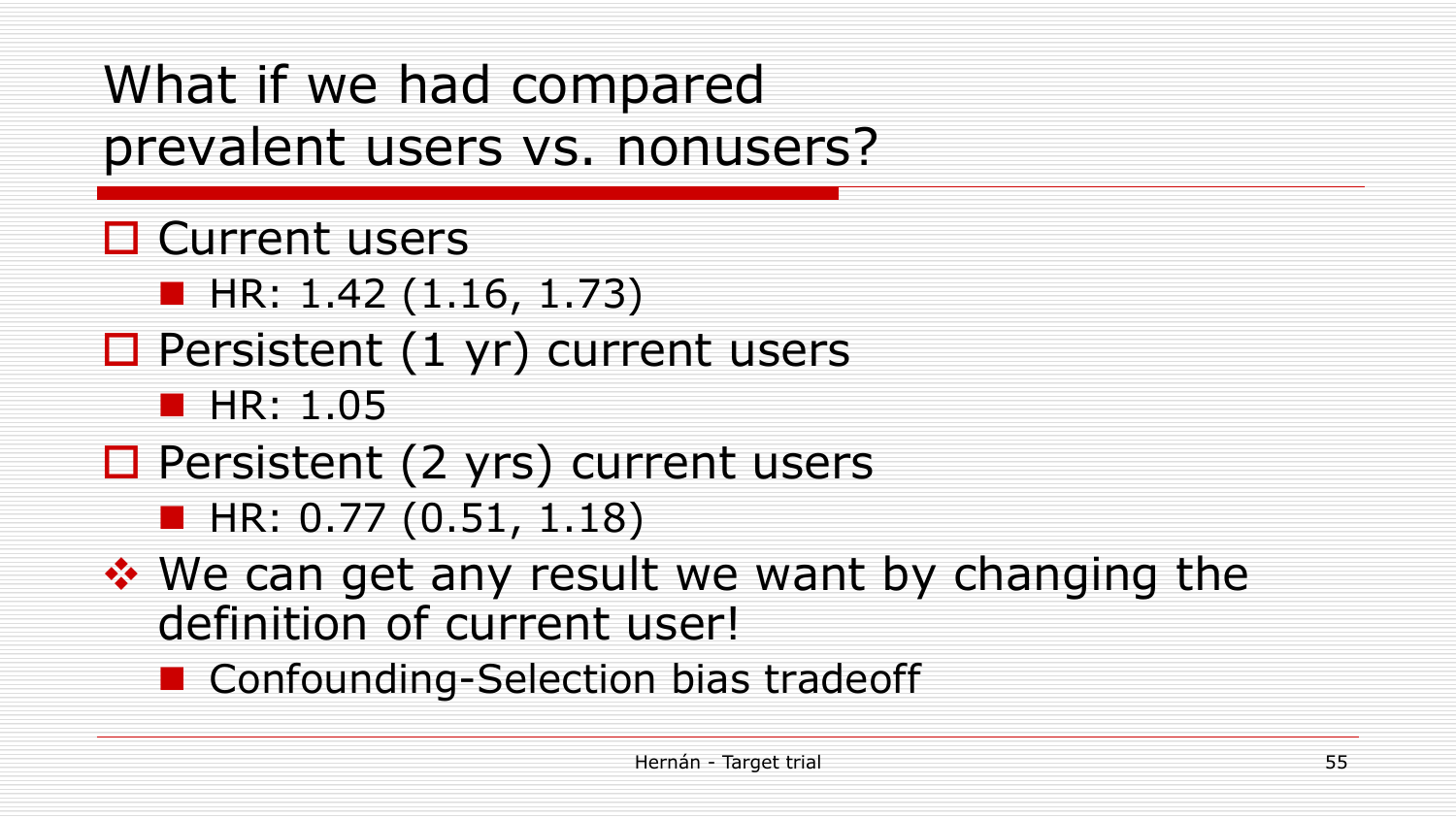# What if we had compared prevalent users vs. nonusers?

- Current users
  - HR: 1.42 (1.16, 1.73)
- Persistent (1 yr) current users
  - HR: 1.05
- Persistent (2 yrs) current users
  - HR: 0.77 (0.51, 1.18)
- We can get any result we want by changing the definition of current user!
  - Confounding-Selection bias tradeoff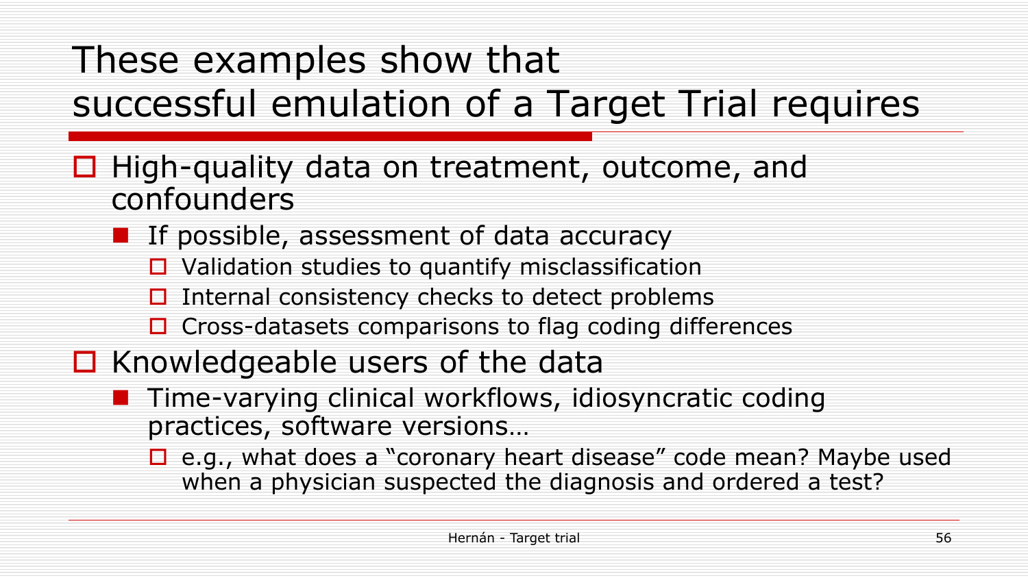# These examples show that successful emulation of a Target Trial requires

- High-quality data on treatment, outcome, and confounders
  - If possible, assessment of data accuracy
    - Validation studies to quantify misclassification
    - Internal consistency checks to detect problems
    - Cross-datasets comparisons to flag coding differences
- Knowledgeable users of the data
  - Time-varying clinical workflows, idiosyncratic coding practices, software versions…
    - e.g., what does a "coronary heart disease" code mean? Maybe used when a physician suspected the diagnosis and ordered a test?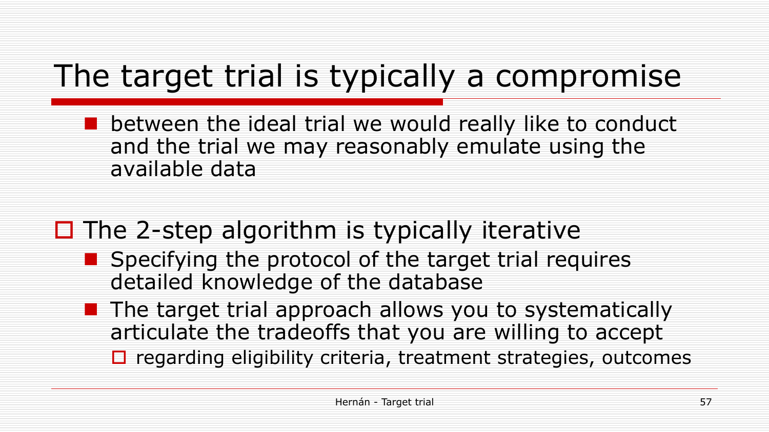# The target trial is typically a compromise

- between the ideal trial we would really like to conduct and the trial we may reasonably emulate using the available data

- The 2-step algorithm is typically iterative
  - Specifying the protocol of the target trial requires detailed knowledge of the database
  - The target trial approach allows you to systematically articulate the tradeoffs that you are willing to accept
    - regarding eligibility criteria, treatment strategies, outcomes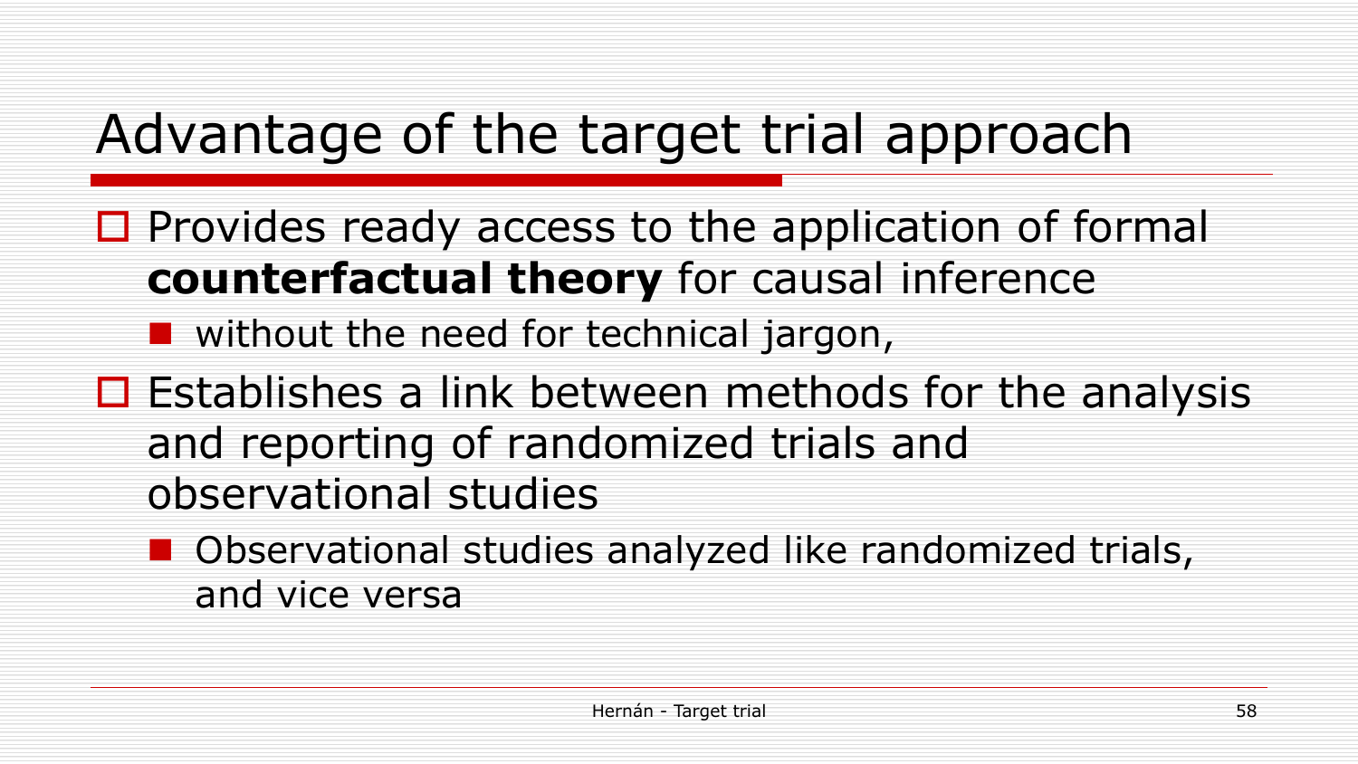# Advantage of the target trial approach

- Provides ready access to the application of formal **counterfactual theory** for causal inference
  - without the need for technical jargon,
- Establishes a link between methods for the analysis and reporting of randomized trials and observational studies
  - Observational studies analyzed like randomized trials, and vice versa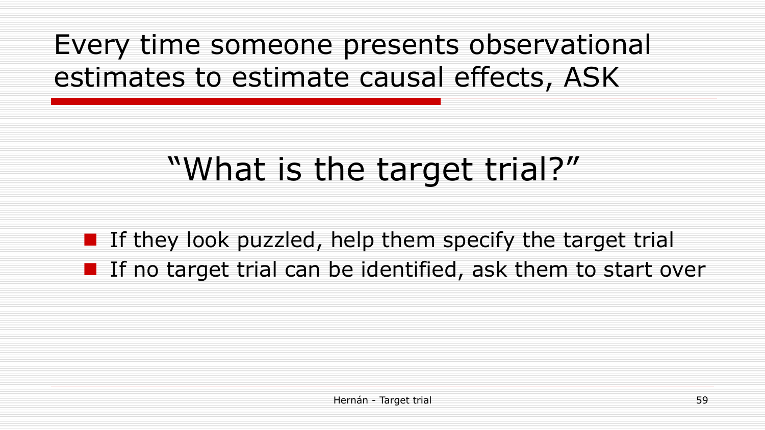# Every time someone presents observational estimates to estimate causal effects, ASK

## "What is the target trial?"

- If they look puzzled, help them specify the target trial
- If no target trial can be identified, ask them to start over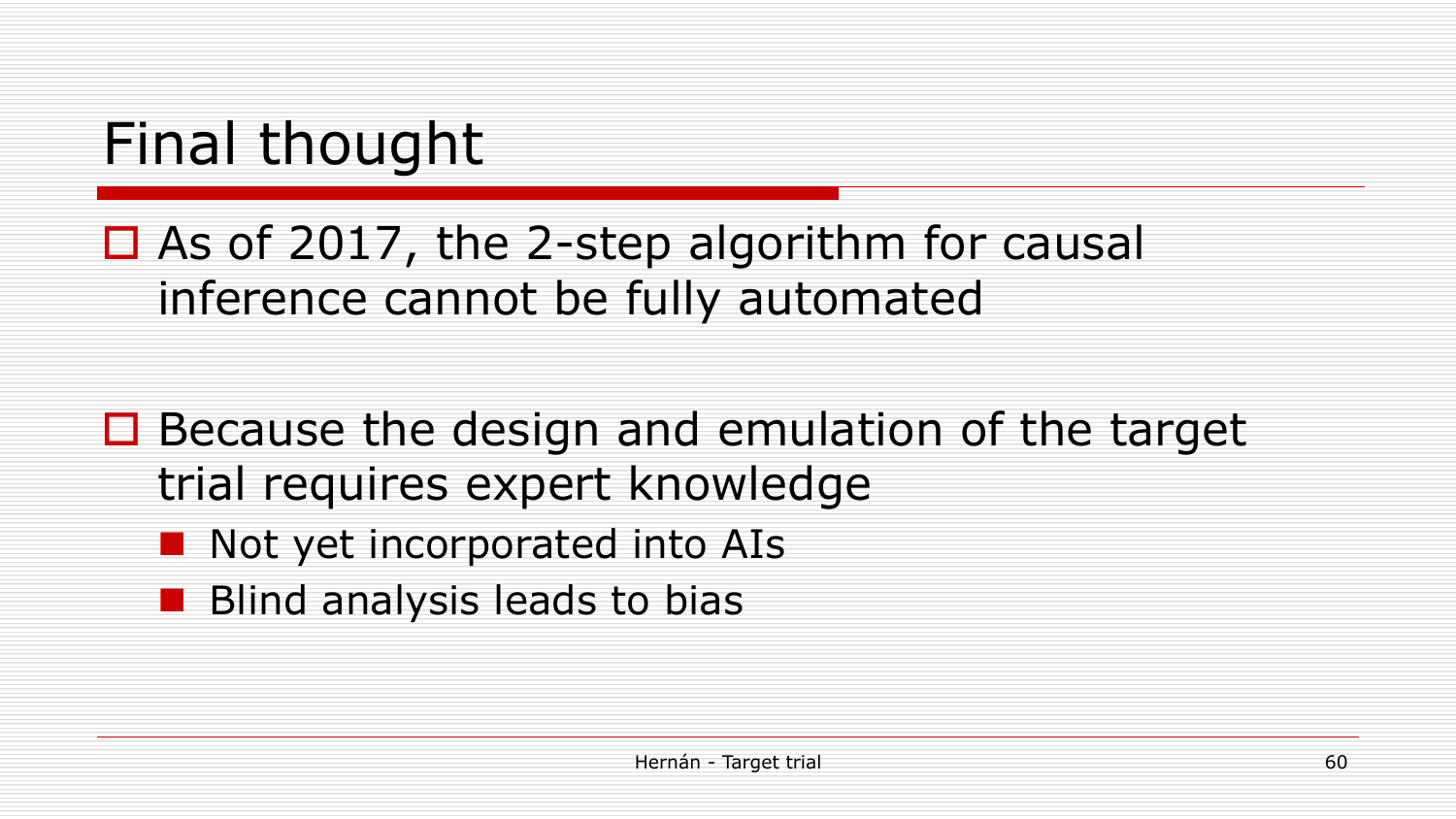# Final thought

- As of 2017, the 2-step algorithm for causal inference cannot be fully automated

- Because the design and emulation of the target trial requires expert knowledge
  - Not yet incorporated into AIs
  - Blind analysis leads to bias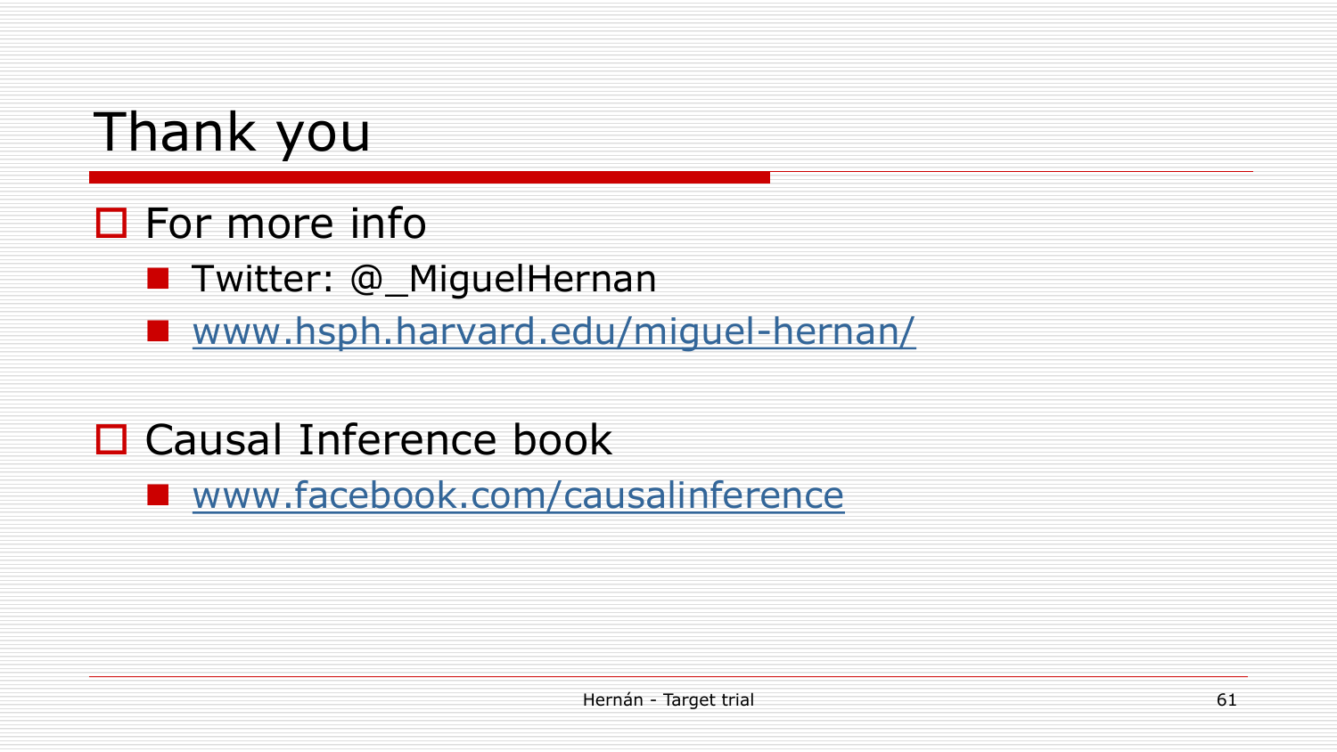# Thank you

- For more info
  - Twitter: @_MiguelHernan
  - [www.hsph.harvard.edu/miguel-hernan/](http://www.hsph.harvard.edu/miguel-hernan/)
- Causal Inference book
  - [www.facebook.com/causalinference](http://www.facebook.com/causalinference)